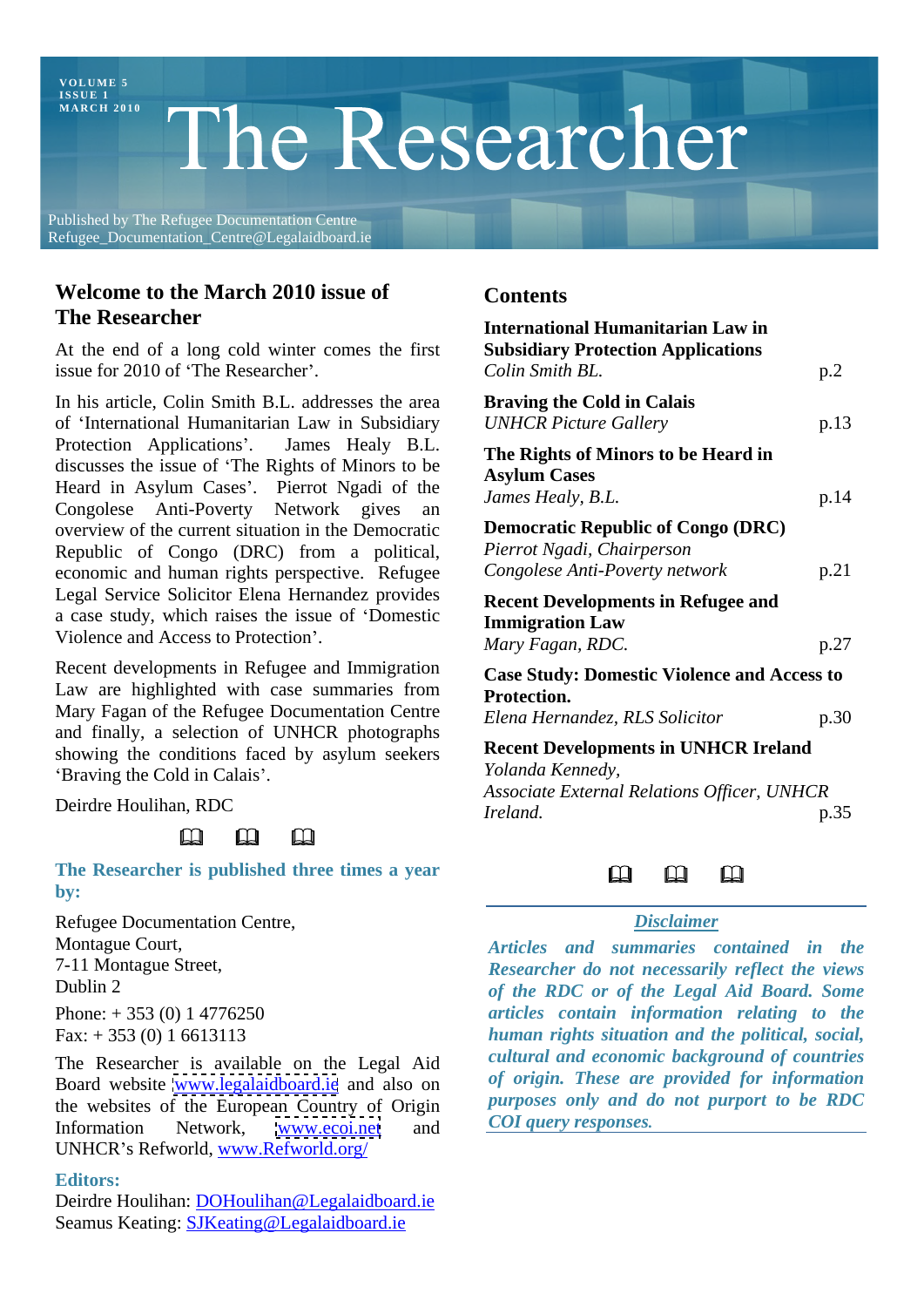VOLUME 5
ISSUE 1
MARCH 2010

# The Researcher

Published by The Refugee Documentation Centre
Refugee_Documentation_Centre@Legalaidboard.ie

## Welcome to the March 2010 issue of The Researcher

At the end of a long cold winter comes the first issue for 2010 of 'The Researcher'.

In his article, Colin Smith B.L. addresses the area of 'International Humanitarian Law in Subsidiary Protection Applications'. James Healy B.L. discusses the issue of 'The Rights of Minors to be Heard in Asylum Cases'. Pierrot Ngadi of the Congolese Anti-Poverty Network gives an overview of the current situation in the Democratic Republic of Congo (DRC) from a political, economic and human rights perspective. Refugee Legal Service Solicitor Elena Hernandez provides a case study, which raises the issue of 'Domestic Violence and Access to Protection'.

Recent developments in Refugee and Immigration Law are highlighted with case summaries from Mary Fagan of the Refugee Documentation Centre and finally, a selection of UNHCR photographs showing the conditions faced by asylum seekers 'Braving the Cold in Calais'.

Deirdre Houlihan, RDC

📖 📖 📖

**The Researcher is published three times a year by:**

Refugee Documentation Centre,
Montague Court,
7-11 Montague Street,
Dublin 2

Phone: + 353 (0) 1 4776250
Fax: + 353 (0) 1 6613113

The Researcher is available on the Legal Aid Board website www.legalaidboard.ie and also on the websites of the European Country of Origin Information Network, www.ecoi.net and UNHCR's Refworld, www.Refworld.org/

**Editors:**
Deirdre Houlihan: DOHoulihan@Legalaidboard.ie
Seamus Keating: SJKeating@Legalaidboard.ie

## Contents

**International Humanitarian Law in Subsidiary Protection Applications**
*Colin Smith BL.* p.2

**Braving the Cold in Calais**
*UNHCR Picture Gallery* p.13

**The Rights of Minors to be Heard in Asylum Cases**
*James Healy, B.L.* p.14

**Democratic Republic of Congo (DRC)**
*Pierrot Ngadi, Chairperson*
*Congolese Anti-Poverty network* p.21

**Recent Developments in Refugee and Immigration Law**
*Mary Fagan, RDC.* p.27

**Case Study: Domestic Violence and Access to Protection.**
*Elena Hernandez, RLS Solicitor* p.30

**Recent Developments in UNHCR Ireland**
*Yolanda Kennedy,*
*Associate External Relations Officer, UNHCR Ireland.* p.35

📖 📖 📖

***Disclaimer***

***Articles and summaries contained in the Researcher do not necessarily reflect the views of the RDC or of the Legal Aid Board. Some articles contain information relating to the human rights situation and the political, social, cultural and economic background of countries of origin. These are provided for information purposes only and do not purport to be RDC COI query responses.***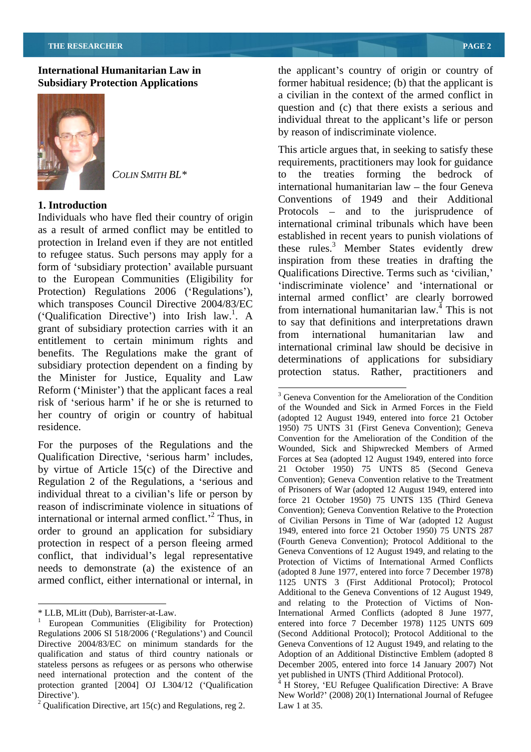## International Humanitarian Law in Subsidiary Protection Applications

*COLIN SMITH BL\**

### 1. Introduction

Individuals who have fled their country of origin as a result of armed conflict may be entitled to protection in Ireland even if they are not entitled to refugee status. Such persons may apply for a form of 'subsidiary protection' available pursuant to the European Communities (Eligibility for Protection) Regulations 2006 ('Regulations'), which transposes Council Directive 2004/83/EC ('Qualification Directive') into Irish law.[1]. A grant of subsidiary protection carries with it an entitlement to certain minimum rights and benefits. The Regulations make the grant of subsidiary protection dependent on a finding by the Minister for Justice, Equality and Law Reform ('Minister') that the applicant faces a real risk of 'serious harm' if he or she is returned to her country of origin or country of habitual residence.

For the purposes of the Regulations and the Qualification Directive, 'serious harm' includes, by virtue of Article 15(c) of the Directive and Regulation 2 of the Regulations, a 'serious and individual threat to a civilian's life or person by reason of indiscriminate violence in situations of international or internal armed conflict.'[2] Thus, in order to ground an application for subsidiary protection in respect of a person fleeing armed conflict, that individual's legal representative needs to demonstrate (a) the existence of an armed conflict, either international or internal, in the applicant's country of origin or country of former habitual residence; (b) that the applicant is a civilian in the context of the armed conflict in question and (c) that there exists a serious and individual threat to the applicant's life or person by reason of indiscriminate violence.

This article argues that, in seeking to satisfy these requirements, practitioners may look for guidance to the treaties forming the bedrock of international humanitarian law – the four Geneva Conventions of 1949 and their Additional Protocols – and to the jurisprudence of international criminal tribunals which have been established in recent years to punish violations of these rules.[3] Member States evidently drew inspiration from these treaties in drafting the Qualifications Directive. Terms such as 'civilian,' 'indiscriminate violence' and 'international or internal armed conflict' are clearly borrowed from international humanitarian law.[4] This is not to say that definitions and interpretations drawn from international humanitarian law and international criminal law should be decisive in determinations of applications for subsidiary protection status. Rather, practitioners and

---

\* LLB, MLitt (Dub), Barrister-at-Law.

[1] European Communities (Eligibility for Protection) Regulations 2006 SI 518/2006 ('Regulations') and Council Directive 2004/83/EC on minimum standards for the qualification and status of third country nationals or stateless persons as refugees or as persons who otherwise need international protection and the content of the protection granted [2004] OJ L304/12 ('Qualification Directive').

[2] Qualification Directive, art 15(c) and Regulations, reg 2.

[3] Geneva Convention for the Amelioration of the Condition of the Wounded and Sick in Armed Forces in the Field (adopted 12 August 1949, entered into force 21 October 1950) 75 UNTS 31 (First Geneva Convention); Geneva Convention for the Amelioration of the Condition of the Wounded, Sick and Shipwrecked Members of Armed Forces at Sea (adopted 12 August 1949, entered into force 21 October 1950) 75 UNTS 85 (Second Geneva Convention); Geneva Convention relative to the Treatment of Prisoners of War (adopted 12 August 1949, entered into force 21 October 1950) 75 UNTS 135 (Third Geneva Convention); Geneva Convention Relative to the Protection of Civilian Persons in Time of War (adopted 12 August 1949, entered into force 21 October 1950) 75 UNTS 287 (Fourth Geneva Convention); Protocol Additional to the Geneva Conventions of 12 August 1949, and relating to the Protection of Victims of International Armed Conflicts (adopted 8 June 1977, entered into force 7 December 1978) 1125 UNTS 3 (First Additional Protocol); Protocol Additional to the Geneva Conventions of 12 August 1949, and relating to the Protection of Victims of Non-International Armed Conflicts (adopted 8 June 1977, entered into force 7 December 1978) 1125 UNTS 609 (Second Additional Protocol); Protocol Additional to the Geneva Conventions of 12 August 1949, and relating to the Adoption of an Additional Distinctive Emblem (adopted 8 December 2005, entered into force 14 January 2007) Not yet published in UNTS (Third Additional Protocol).

[4] H Storey, 'EU Refugee Qualification Directive: A Brave New World?' (2008) 20(1) International Journal of Refugee Law 1 at 35.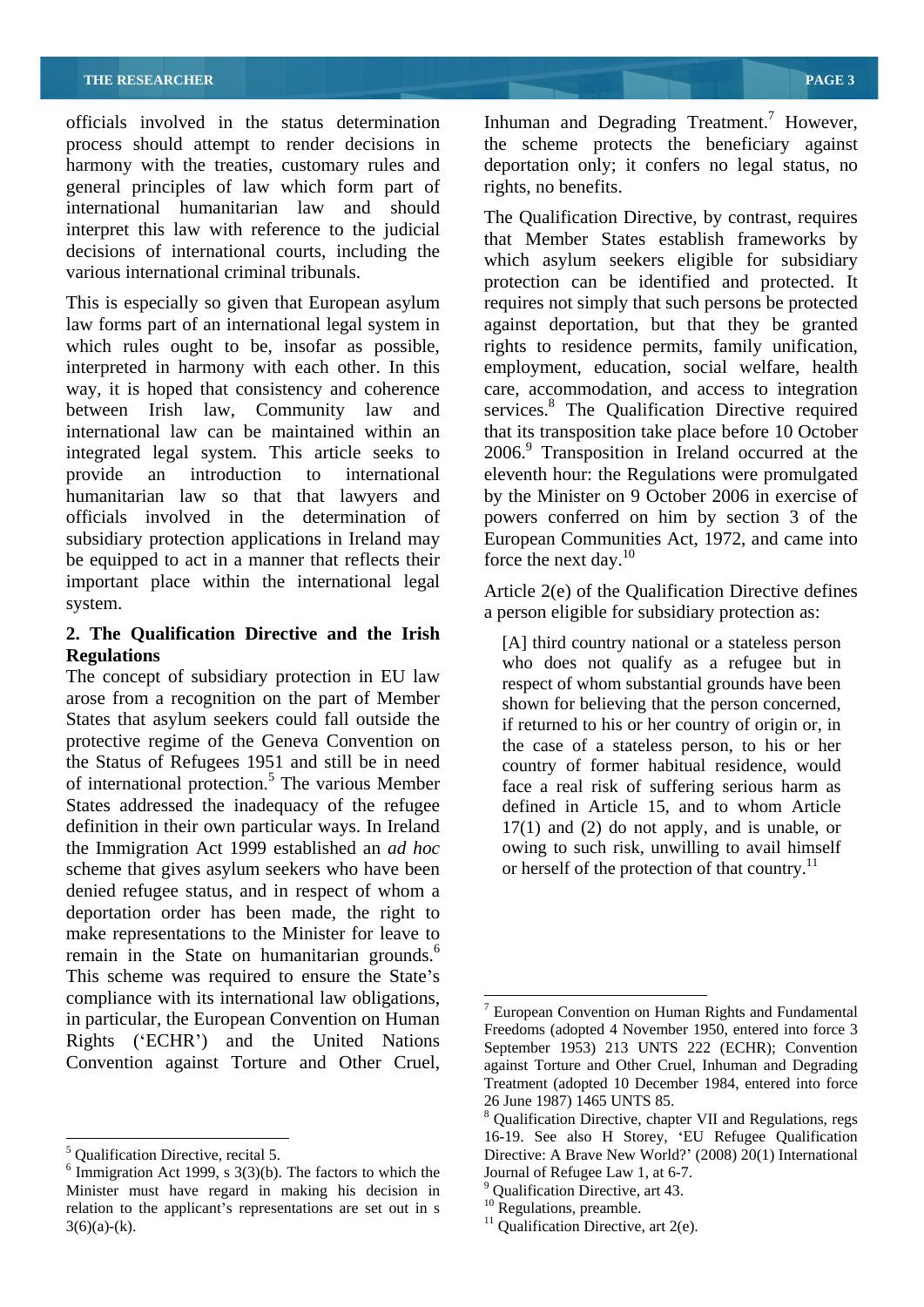officials involved in the status determination process should attempt to render decisions in harmony with the treaties, customary rules and general principles of law which form part of international humanitarian law and should interpret this law with reference to the judicial decisions of international courts, including the various international criminal tribunals.

This is especially so given that European asylum law forms part of an international legal system in which rules ought to be, insofar as possible, interpreted in harmony with each other. In this way, it is hoped that consistency and coherence between Irish law, Community law and international law can be maintained within an integrated legal system. This article seeks to provide an introduction to international humanitarian law so that that lawyers and officials involved in the determination of subsidiary protection applications in Ireland may be equipped to act in a manner that reflects their important place within the international legal system.

## 2. The Qualification Directive and the Irish Regulations

The concept of subsidiary protection in EU law arose from a recognition on the part of Member States that asylum seekers could fall outside the protective regime of the Geneva Convention on the Status of Refugees 1951 and still be in need of international protection.[5] The various Member States addressed the inadequacy of the refugee definition in their own particular ways. In Ireland the Immigration Act 1999 established an *ad hoc* scheme that gives asylum seekers who have been denied refugee status, and in respect of whom a deportation order has been made, the right to make representations to the Minister for leave to remain in the State on humanitarian grounds.[6] This scheme was required to ensure the State's compliance with its international law obligations, in particular, the European Convention on Human Rights ('ECHR') and the United Nations Convention against Torture and Other Cruel, Inhuman and Degrading Treatment.[7] However, the scheme protects the beneficiary against deportation only; it confers no legal status, no rights, no benefits.

The Qualification Directive, by contrast, requires that Member States establish frameworks by which asylum seekers eligible for subsidiary protection can be identified and protected. It requires not simply that such persons be protected against deportation, but that they be granted rights to residence permits, family unification, employment, education, social welfare, health care, accommodation, and access to integration services.[8] The Qualification Directive required that its transposition take place before 10 October 2006.[9] Transposition in Ireland occurred at the eleventh hour: the Regulations were promulgated by the Minister on 9 October 2006 in exercise of powers conferred on him by section 3 of the European Communities Act, 1972, and came into force the next day.[10]

Article 2(e) of the Qualification Directive defines a person eligible for subsidiary protection as:

> [A] third country national or a stateless person who does not qualify as a refugee but in respect of whom substantial grounds have been shown for believing that the person concerned, if returned to his or her country of origin or, in the case of a stateless person, to his or her country of former habitual residence, would face a real risk of suffering serious harm as defined in Article 15, and to whom Article 17(1) and (2) do not apply, and is unable, or owing to such risk, unwilling to avail himself or herself of the protection of that country.[11]

---

[5] Qualification Directive, recital 5.

[6] Immigration Act 1999, s 3(3)(b). The factors to which the Minister must have regard in making his decision in relation to the applicant's representations are set out in s 3(6)(a)-(k).

[7] European Convention on Human Rights and Fundamental Freedoms (adopted 4 November 1950, entered into force 3 September 1953) 213 UNTS 222 (ECHR); Convention against Torture and Other Cruel, Inhuman and Degrading Treatment (adopted 10 December 1984, entered into force 26 June 1987) 1465 UNTS 85.

[8] Qualification Directive, chapter VII and Regulations, regs 16-19. See also H Storey, 'EU Refugee Qualification Directive: A Brave New World?' (2008) 20(1) International Journal of Refugee Law 1, at 6-7.

[9] Qualification Directive, art 43.

[10] Regulations, preamble.

[11] Qualification Directive, art 2(e).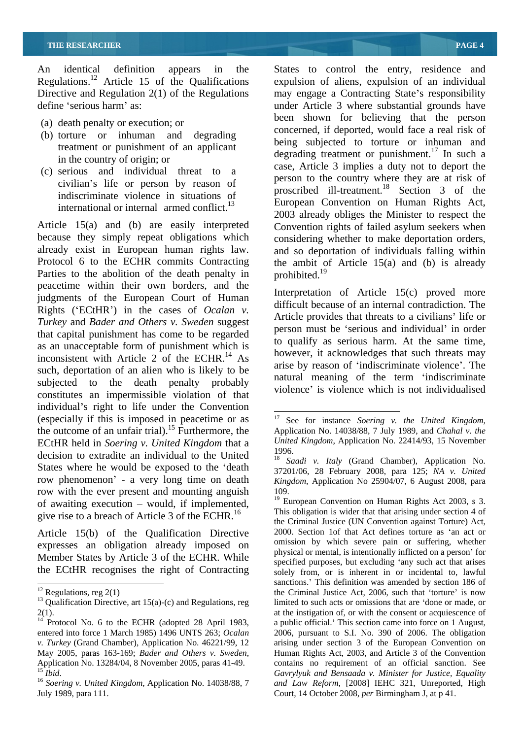An identical definition appears in the Regulations.[12] Article 15 of the Qualifications Directive and Regulation 2(1) of the Regulations define 'serious harm' as:

(a) death penalty or execution; or
(b) torture or inhuman and degrading treatment or punishment of an applicant in the country of origin; or
(c) serious and individual threat to a civilian's life or person by reason of indiscriminate violence in situations of international or internal armed conflict.[13]

Article 15(a) and (b) are easily interpreted because they simply repeat obligations which already exist in European human rights law. Protocol 6 to the ECHR commits Contracting Parties to the abolition of the death penalty in peacetime within their own borders, and the judgments of the European Court of Human Rights ('ECtHR') in the cases of *Ocalan v. Turkey* and *Bader and Others v. Sweden* suggest that capital punishment has come to be regarded as an unacceptable form of punishment which is inconsistent with Article 2 of the ECHR.[14] As such, deportation of an alien who is likely to be subjected to the death penalty probably constitutes an impermissible violation of that individual's right to life under the Convention (especially if this is imposed in peacetime or as the outcome of an unfair trial).[15] Furthermore, the ECtHR held in *Soering v. United Kingdom* that a decision to extradite an individual to the United States where he would be exposed to the 'death row phenomenon' - a very long time on death row with the ever present and mounting anguish of awaiting execution – would, if implemented, give rise to a breach of Article 3 of the ECHR.[16]

Article 15(b) of the Qualification Directive expresses an obligation already imposed on Member States by Article 3 of the ECHR. While the ECtHR recognises the right of Contracting States to control the entry, residence and expulsion of aliens, expulsion of an individual may engage a Contracting State's responsibility under Article 3 where substantial grounds have been shown for believing that the person concerned, if deported, would face a real risk of being subjected to torture or inhuman and degrading treatment or punishment.[17] In such a case, Article 3 implies a duty not to deport the person to the country where they are at risk of proscribed ill-treatment.[18] Section 3 of the European Convention on Human Rights Act, 2003 already obliges the Minister to respect the Convention rights of failed asylum seekers when considering whether to make deportation orders, and so deportation of individuals falling within the ambit of Article 15(a) and (b) is already prohibited.[19]

Interpretation of Article 15(c) proved more difficult because of an internal contradiction. The Article provides that threats to a civilians' life or person must be 'serious and individual' in order to qualify as serious harm. At the same time, however, it acknowledges that such threats may arise by reason of 'indiscriminate violence'. The natural meaning of the term 'indiscriminate violence' is violence which is not individualised

---

[12] Regulations, reg 2(1)

[13] Qualification Directive, art 15(a)-(c) and Regulations, reg 2(1).

[14] Protocol No. 6 to the ECHR (adopted 28 April 1983, entered into force 1 March 1985) 1496 UNTS 263; *Ocalan v. Turkey* (Grand Chamber), Application No. 46221/99, 12 May 2005, paras 163-169; *Bader and Others v. Sweden*, Application No. 13284/04, 8 November 2005, paras 41-49.

[15] *Ibid*.

[16] *Soering v. United Kingdom*, Application No. 14038/88, 7 July 1989, para 111.

[17] See for instance *Soering v. the United Kingdom*, Application No. 14038/88, 7 July 1989, and *Chahal v. the United Kingdom*, Application No. 22414/93, 15 November 1996.

[18] *Saadi v. Italy* (Grand Chamber), Application No. 37201/06, 28 February 2008, para 125; *NA v. United Kingdom*, Application No 25904/07, 6 August 2008, para 109.

[19] European Convention on Human Rights Act 2003, s 3. This obligation is wider that that arising under section 4 of the Criminal Justice (UN Convention against Torture) Act, 2000. Section 1of that Act defines torture as 'an act or omission by which severe pain or suffering, whether physical or mental, is intentionally inflicted on a person' for specified purposes, but excluding 'any such act that arises solely from, or is inherent in or incidental to, lawful sanctions.' This definition was amended by section 186 of the Criminal Justice Act, 2006, such that 'torture' is now limited to such acts or omissions that are 'done or made, or at the instigation of, or with the consent or acquiescence of a public official.' This section came into force on 1 August, 2006, pursuant to S.I. No. 390 of 2006. The obligation arising under section 3 of the European Convention on Human Rights Act, 2003, and Article 3 of the Convention contains no requirement of an official sanction. See *Gavrylyuk and Bensaada v. Minister for Justice, Equality and Law Reform*, [2008] IEHC 321, Unreported, High Court, 14 October 2008, *per* Birmingham J, at p 41.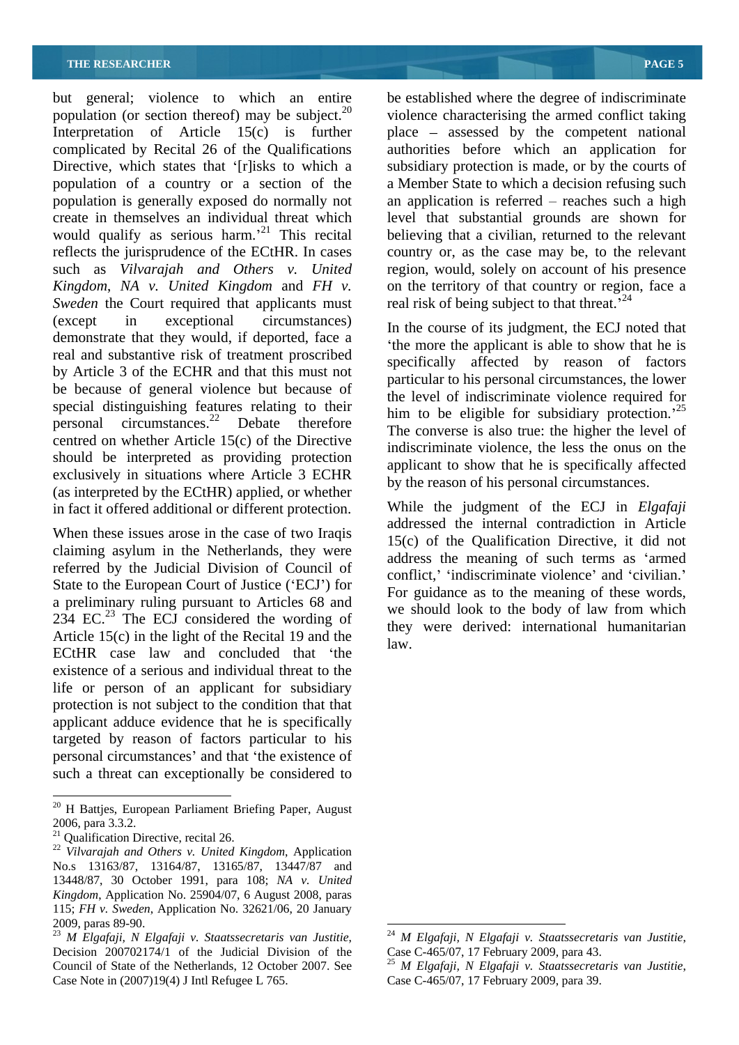but general; violence to which an entire population (or section thereof) may be subject.[20] Interpretation of Article 15(c) is further complicated by Recital 26 of the Qualifications Directive, which states that '[r]isks to which a population of a country or a section of the population is generally exposed do normally not create in themselves an individual threat which would qualify as serious harm.'[21] This recital reflects the jurisprudence of the ECtHR. In cases such as *Vilvarajah and Others v. United Kingdom*, *NA v. United Kingdom* and *FH v. Sweden* the Court required that applicants must (except in exceptional circumstances) demonstrate that they would, if deported, face a real and substantive risk of treatment proscribed by Article 3 of the ECHR and that this must not be because of general violence but because of special distinguishing features relating to their personal circumstances.[22] Debate therefore centred on whether Article 15(c) of the Directive should be interpreted as providing protection exclusively in situations where Article 3 ECHR (as interpreted by the ECtHR) applied, or whether in fact it offered additional or different protection.

When these issues arose in the case of two Iraqis claiming asylum in the Netherlands, they were referred by the Judicial Division of Council of State to the European Court of Justice ('ECJ') for a preliminary ruling pursuant to Articles 68 and 234 EC.[23] The ECJ considered the wording of Article 15(c) in the light of the Recital 19 and the ECtHR case law and concluded that 'the existence of a serious and individual threat to the life or person of an applicant for subsidiary protection is not subject to the condition that that applicant adduce evidence that he is specifically targeted by reason of factors particular to his personal circumstances' and that 'the existence of such a threat can exceptionally be considered to be established where the degree of indiscriminate violence characterising the armed conflict taking place – assessed by the competent national authorities before which an application for subsidiary protection is made, or by the courts of a Member State to which a decision refusing such an application is referred – reaches such a high level that substantial grounds are shown for believing that a civilian, returned to the relevant country or, as the case may be, to the relevant region, would, solely on account of his presence on the territory of that country or region, face a real risk of being subject to that threat.'[24]

In the course of its judgment, the ECJ noted that 'the more the applicant is able to show that he is specifically affected by reason of factors particular to his personal circumstances, the lower the level of indiscriminate violence required for him to be eligible for subsidiary protection.'[25] The converse is also true: the higher the level of indiscriminate violence, the less the onus on the applicant to show that he is specifically affected by the reason of his personal circumstances.

While the judgment of the ECJ in *Elgafaji* addressed the internal contradiction in Article 15(c) of the Qualification Directive, it did not address the meaning of such terms as 'armed conflict,' 'indiscriminate violence' and 'civilian.' For guidance as to the meaning of these words, we should look to the body of law from which they were derived: international humanitarian law.

---

[20] H Battjes, European Parliament Briefing Paper, August 2006, para 3.3.2.

[21] Qualification Directive, recital 26.

[22] *Vilvarajah and Others v. United Kingdom*, Application No.s 13163/87, 13164/87, 13165/87, 13447/87 and 13448/87, 30 October 1991, para 108; *NA v. United Kingdom*, Application No. 25904/07, 6 August 2008, paras 115; *FH v. Sweden*, Application No. 32621/06, 20 January 2009, paras 89-90.

[23] *M Elgafaji, N Elgafaji v. Staatssecretaris van Justitie*, Decision 200702174/1 of the Judicial Division of the Council of State of the Netherlands, 12 October 2007. See Case Note in (2007)19(4) J Intl Refugee L 765.

[24] *M Elgafaji, N Elgafaji v. Staatssecretaris van Justitie*, Case C-465/07, 17 February 2009, para 43.

[25] *M Elgafaji, N Elgafaji v. Staatssecretaris van Justitie*, Case C-465/07, 17 February 2009, para 39.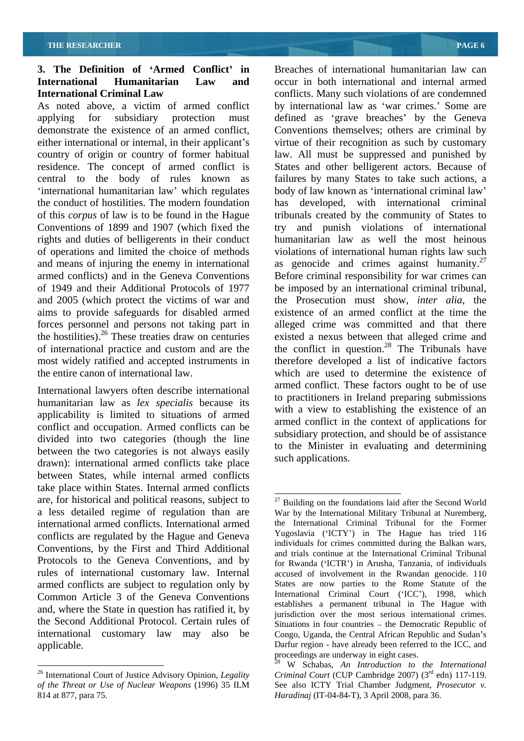### 3. The Definition of 'Armed Conflict' in International Humanitarian Law and International Criminal Law

As noted above, a victim of armed conflict applying for subsidiary protection must demonstrate the existence of an armed conflict, either international or internal, in their applicant's country of origin or country of former habitual residence. The concept of armed conflict is central to the body of rules known as 'international humanitarian law' which regulates the conduct of hostilities. The modern foundation of this *corpus* of law is to be found in the Hague Conventions of 1899 and 1907 (which fixed the rights and duties of belligerents in their conduct of operations and limited the choice of methods and means of injuring the enemy in international armed conflicts) and in the Geneva Conventions of 1949 and their Additional Protocols of 1977 and 2005 (which protect the victims of war and aims to provide safeguards for disabled armed forces personnel and persons not taking part in the hostilities).[26] These treaties draw on centuries of international practice and custom and are the most widely ratified and accepted instruments in the entire canon of international law.

International lawyers often describe international humanitarian law as *lex specialis* because its applicability is limited to situations of armed conflict and occupation. Armed conflicts can be divided into two categories (though the line between the two categories is not always easily drawn): international armed conflicts take place between States, while internal armed conflicts take place within States. Internal armed conflicts are, for historical and political reasons, subject to a less detailed regime of regulation than are international armed conflicts. International armed conflicts are regulated by the Hague and Geneva Conventions, by the First and Third Additional Protocols to the Geneva Conventions, and by rules of international customary law. Internal armed conflicts are subject to regulation only by Common Article 3 of the Geneva Conventions and, where the State in question has ratified it, by the Second Additional Protocol. Certain rules of international customary law may also be applicable.

Breaches of international humanitarian law can occur in both international and internal armed conflicts. Many such violations of are condemned by international law as 'war crimes.' Some are defined as 'grave breaches' by the Geneva Conventions themselves; others are criminal by virtue of their recognition as such by customary law. All must be suppressed and punished by States and other belligerent actors. Because of failures by many States to take such actions, a body of law known as 'international criminal law' has developed, with international criminal tribunals created by the community of States to try and punish violations of international humanitarian law as well the most heinous violations of international human rights law such as genocide and crimes against humanity.[27] Before criminal responsibility for war crimes can be imposed by an international criminal tribunal, the Prosecution must show, *inter alia*, the existence of an armed conflict at the time the alleged crime was committed and that there existed a nexus between that alleged crime and the conflict in question.[28] The Tribunals have therefore developed a list of indicative factors which are used to determine the existence of armed conflict. These factors ought to be of use to practitioners in Ireland preparing submissions with a view to establishing the existence of an armed conflict in the context of applications for subsidiary protection, and should be of assistance to the Minister in evaluating and determining such applications.

---

[26] International Court of Justice Advisory Opinion, *Legality of the Threat or Use of Nuclear Weapons* (1996) 35 ILM 814 at 877, para 75.

[27] Building on the foundations laid after the Second World War by the International Military Tribunal at Nuremberg, the International Criminal Tribunal for the Former Yugoslavia ('ICTY') in The Hague has tried 116 individuals for crimes committed during the Balkan wars, and trials continue at the International Criminal Tribunal for Rwanda ('ICTR') in Arusha, Tanzania, of individuals accused of involvement in the Rwandan genocide. 110 States are now parties to the Rome Statute of the International Criminal Court ('ICC'), 1998, which establishes a permanent tribunal in The Hague with jurisdiction over the most serious international crimes. Situations in four countries – the Democratic Republic of Congo, Uganda, the Central African Republic and Sudan's Darfur region - have already been referred to the ICC, and proceedings are underway in eight cases.

[28] W Schabas, *An Introduction to the International Criminal Court* (CUP Cambridge 2007) (3rd edn) 117-119. See also ICTY Trial Chamber Judgment, *Prosecutor v. Haradinaj* (IT-04-84-T), 3 April 2008, para 36.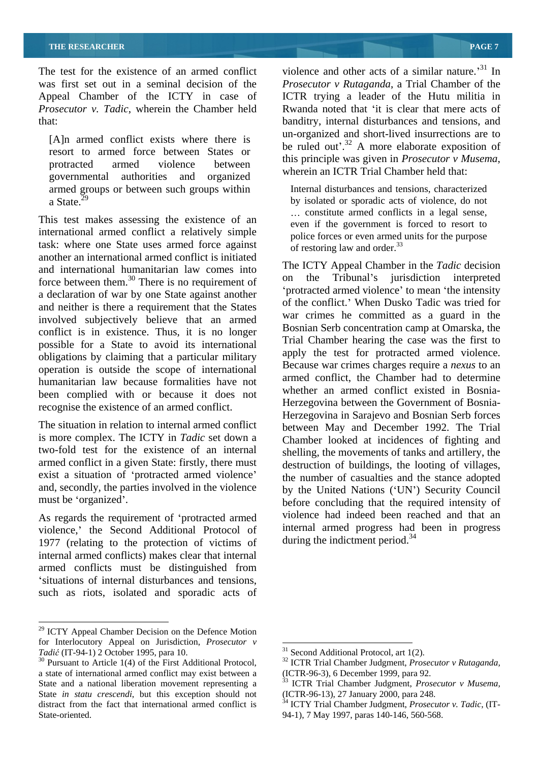The test for the existence of an armed conflict was first set out in a seminal decision of the Appeal Chamber of the ICTY in case of *Prosecutor v. Tadic*, wherein the Chamber held that:

> [A]n armed conflict exists where there is resort to armed force between States or protracted armed violence between governmental authorities and organized armed groups or between such groups within a State.[29]

This test makes assessing the existence of an international armed conflict a relatively simple task: where one State uses armed force against another an international armed conflict is initiated and international humanitarian law comes into force between them.[30] There is no requirement of a declaration of war by one State against another and neither is there a requirement that the States involved subjectively believe that an armed conflict is in existence. Thus, it is no longer possible for a State to avoid its international obligations by claiming that a particular military operation is outside the scope of international humanitarian law because formalities have not been complied with or because it does not recognise the existence of an armed conflict.

The situation in relation to internal armed conflict is more complex. The ICTY in *Tadic* set down a two-fold test for the existence of an internal armed conflict in a given State: firstly, there must exist a situation of 'protracted armed violence' and, secondly, the parties involved in the violence must be 'organized'.

As regards the requirement of 'protracted armed violence,' the Second Additional Protocol of 1977 (relating to the protection of victims of internal armed conflicts) makes clear that internal armed conflicts must be distinguished from 'situations of internal disturbances and tensions, such as riots, isolated and sporadic acts of violence and other acts of a similar nature.'[31] In *Prosecutor v Rutaganda*, a Trial Chamber of the ICTR trying a leader of the Hutu militia in Rwanda noted that 'it is clear that mere acts of banditry, internal disturbances and tensions, and un-organized and short-lived insurrections are to be ruled out'.[32] A more elaborate exposition of this principle was given in *Prosecutor v Musema*, wherein an ICTR Trial Chamber held that:

> Internal disturbances and tensions, characterized by isolated or sporadic acts of violence, do not … constitute armed conflicts in a legal sense, even if the government is forced to resort to police forces or even armed units for the purpose of restoring law and order.[33]

The ICTY Appeal Chamber in the *Tadic* decision on the Tribunal's jurisdiction interpreted 'protracted armed violence' to mean 'the intensity of the conflict.' When Dusko Tadic was tried for war crimes he committed as a guard in the Bosnian Serb concentration camp at Omarska, the Trial Chamber hearing the case was the first to apply the test for protracted armed violence. Because war crimes charges require a *nexus* to an armed conflict, the Chamber had to determine whether an armed conflict existed in Bosnia-Herzegovina between the Government of Bosnia-Herzegovina in Sarajevo and Bosnian Serb forces between May and December 1992. The Trial Chamber looked at incidences of fighting and shelling, the movements of tanks and artillery, the destruction of buildings, the looting of villages, the number of casualties and the stance adopted by the United Nations ('UN') Security Council before concluding that the required intensity of violence had indeed been reached and that an internal armed progress had been in progress during the indictment period.[34]

---

[29] ICTY Appeal Chamber Decision on the Defence Motion for Interlocutory Appeal on Jurisdiction, *Prosecutor v Tadić* (IT-94-1) 2 October 1995, para 10.

[30] Pursuant to Article 1(4) of the First Additional Protocol, a state of international armed conflict may exist between a State and a national liberation movement representing a State *in statu crescendi*, but this exception should not distract from the fact that international armed conflict is State-oriented.

[31] Second Additional Protocol, art 1(2).

[32] ICTR Trial Chamber Judgment, *Prosecutor v Rutaganda*, (ICTR-96-3), 6 December 1999, para 92.

[33] ICTR Trial Chamber Judgment, *Prosecutor v Musema*, (ICTR-96-13), 27 January 2000, para 248.

[34] ICTY Trial Chamber Judgment, *Prosecutor v. Tadic*, (IT-94-1), 7 May 1997, paras 140-146, 560-568.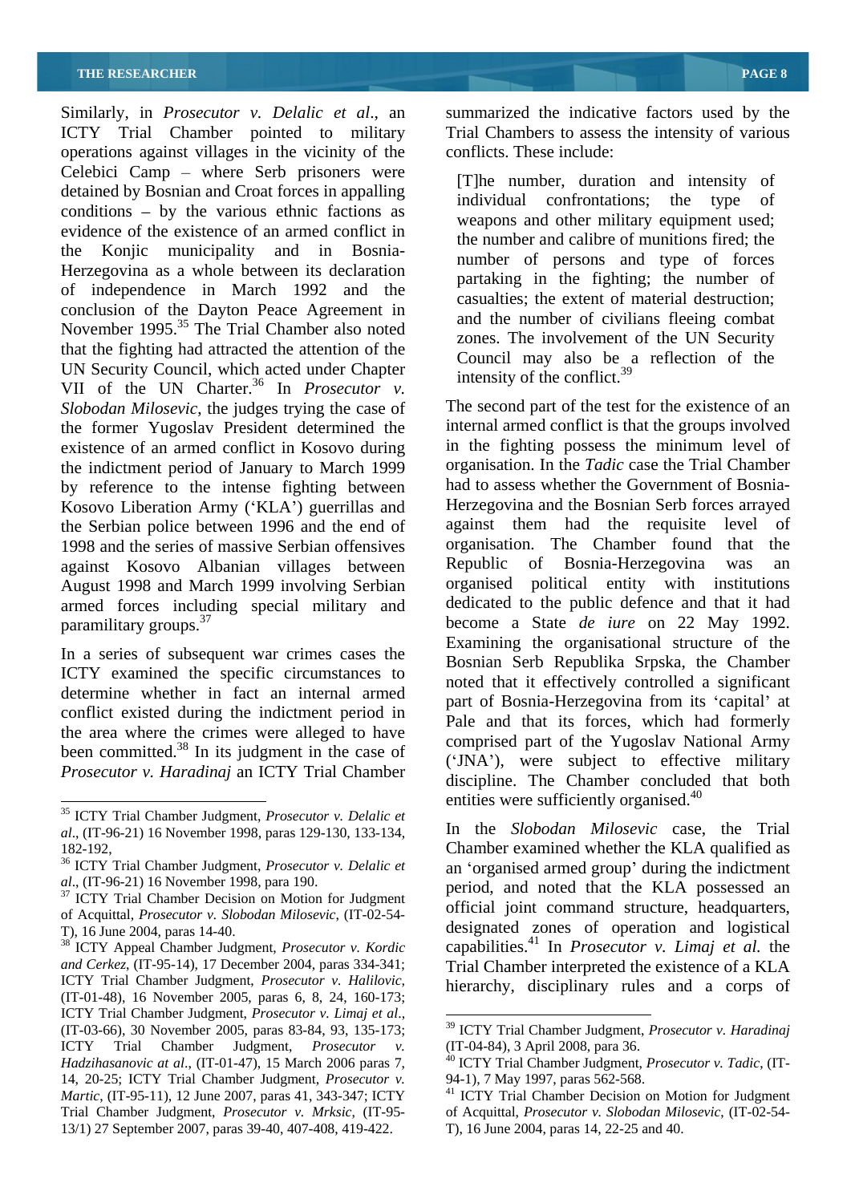Similarly, in *Prosecutor v. Delalic et al*., an ICTY Trial Chamber pointed to military operations against villages in the vicinity of the Celebici Camp – where Serb prisoners were detained by Bosnian and Croat forces in appalling conditions – by the various ethnic factions as evidence of the existence of an armed conflict in the Konjic municipality and in Bosnia-Herzegovina as a whole between its declaration of independence in March 1992 and the conclusion of the Dayton Peace Agreement in November 1995.[35] The Trial Chamber also noted that the fighting had attracted the attention of the UN Security Council, which acted under Chapter VII of the UN Charter.[36] In *Prosecutor v. Slobodan Milosevic*, the judges trying the case of the former Yugoslav President determined the existence of an armed conflict in Kosovo during the indictment period of January to March 1999 by reference to the intense fighting between Kosovo Liberation Army ('KLA') guerrillas and the Serbian police between 1996 and the end of 1998 and the series of massive Serbian offensives against Kosovo Albanian villages between August 1998 and March 1999 involving Serbian armed forces including special military and paramilitary groups.[37]

In a series of subsequent war crimes cases the ICTY examined the specific circumstances to determine whether in fact an internal armed conflict existed during the indictment period in the area where the crimes were alleged to have been committed.[38] In its judgment in the case of *Prosecutor v. Haradinaj* an ICTY Trial Chamber summarized the indicative factors used by the Trial Chambers to assess the intensity of various conflicts. These include:

> [T]he number, duration and intensity of individual confrontations; the type of weapons and other military equipment used; the number and calibre of munitions fired; the number of persons and type of forces partaking in the fighting; the number of casualties; the extent of material destruction; and the number of civilians fleeing combat zones. The involvement of the UN Security Council may also be a reflection of the intensity of the conflict.[39]

The second part of the test for the existence of an internal armed conflict is that the groups involved in the fighting possess the minimum level of organisation. In the *Tadic* case the Trial Chamber had to assess whether the Government of Bosnia-Herzegovina and the Bosnian Serb forces arrayed against them had the requisite level of organisation. The Chamber found that the Republic of Bosnia-Herzegovina was an organised political entity with institutions dedicated to the public defence and that it had become a State *de iure* on 22 May 1992. Examining the organisational structure of the Bosnian Serb Republika Srpska, the Chamber noted that it effectively controlled a significant part of Bosnia-Herzegovina from its 'capital' at Pale and that its forces, which had formerly comprised part of the Yugoslav National Army ('JNA'), were subject to effective military discipline. The Chamber concluded that both entities were sufficiently organised.[40]

In the *Slobodan Milosevic* case, the Trial Chamber examined whether the KLA qualified as an 'organised armed group' during the indictment period, and noted that the KLA possessed an official joint command structure, headquarters, designated zones of operation and logistical capabilities.[41] In *Prosecutor v. Limaj et al.* the Trial Chamber interpreted the existence of a KLA hierarchy, disciplinary rules and a corps of

---

[35] ICTY Trial Chamber Judgment, *Prosecutor v. Delalic et al*., (IT-96-21) 16 November 1998, paras 129-130, 133-134, 182-192,

[36] ICTY Trial Chamber Judgment, *Prosecutor v. Delalic et al*., (IT-96-21) 16 November 1998, para 190.

[37] ICTY Trial Chamber Decision on Motion for Judgment of Acquittal, *Prosecutor v. Slobodan Milosevic*, (IT-02-54-T), 16 June 2004, paras 14-40.

[38] ICTY Appeal Chamber Judgment, *Prosecutor v. Kordic and Cerkez*, (IT-95-14), 17 December 2004, paras 334-341; ICTY Trial Chamber Judgment, *Prosecutor v. Halilovic*, (IT-01-48), 16 November 2005, paras 6, 8, 24, 160-173; ICTY Trial Chamber Judgment, *Prosecutor v. Limaj et al*., (IT-03-66), 30 November 2005, paras 83-84, 93, 135-173; ICTY Trial Chamber Judgment, *Prosecutor v. Hadzihasanovic at al*., (IT-01-47), 15 March 2006 paras 7, 14, 20-25; ICTY Trial Chamber Judgment, *Prosecutor v. Martic*, (IT-95-11), 12 June 2007, paras 41, 343-347; ICTY Trial Chamber Judgment, *Prosecutor v. Mrksic*, (IT-95-13/1) 27 September 2007, paras 39-40, 407-408, 419-422.

[39] ICTY Trial Chamber Judgment, *Prosecutor v. Haradinaj* (IT-04-84), 3 April 2008, para 36.

[40] ICTY Trial Chamber Judgment, *Prosecutor v. Tadic*, (IT-94-1), 7 May 1997, paras 562-568.

[41] ICTY Trial Chamber Decision on Motion for Judgment of Acquittal, *Prosecutor v. Slobodan Milosevic*, (IT-02-54-T), 16 June 2004, paras 14, 22-25 and 40.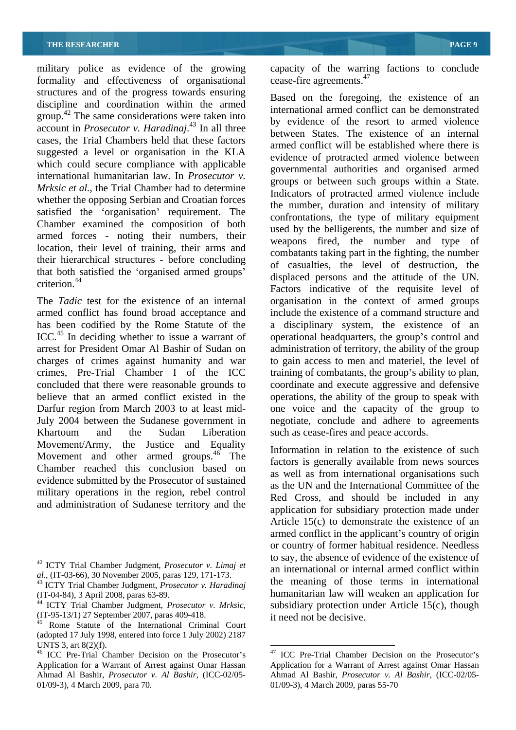military police as evidence of the growing formality and effectiveness of organisational structures and of the progress towards ensuring discipline and coordination within the armed group.[42] The same considerations were taken into account in *Prosecutor v. Haradinaj*.[43] In all three cases, the Trial Chambers held that these factors suggested a level or organisation in the KLA which could secure compliance with applicable international humanitarian law. In *Prosecutor v. Mrksic et al.*, the Trial Chamber had to determine whether the opposing Serbian and Croatian forces satisfied the 'organisation' requirement. The Chamber examined the composition of both armed forces - noting their numbers, their location, their level of training, their arms and their hierarchical structures - before concluding that both satisfied the 'organised armed groups' criterion.[44]

The *Tadic* test for the existence of an internal armed conflict has found broad acceptance and has been codified by the Rome Statute of the ICC.[45] In deciding whether to issue a warrant of arrest for President Omar Al Bashir of Sudan on charges of crimes against humanity and war crimes, Pre-Trial Chamber I of the ICC concluded that there were reasonable grounds to believe that an armed conflict existed in the Darfur region from March 2003 to at least mid-July 2004 between the Sudanese government in Khartoum and the Sudan Liberation Movement/Army, the Justice and Equality Movement and other armed groups.[46] The Chamber reached this conclusion based on evidence submitted by the Prosecutor of sustained military operations in the region, rebel control and administration of Sudanese territory and the capacity of the warring factions to conclude cease-fire agreements.[47]

Based on the foregoing, the existence of an international armed conflict can be demonstrated by evidence of the resort to armed violence between States. The existence of an internal armed conflict will be established where there is evidence of protracted armed violence between governmental authorities and organised armed groups or between such groups within a State. Indicators of protracted armed violence include the number, duration and intensity of military confrontations, the type of military equipment used by the belligerents, the number and size of weapons fired, the number and type of combatants taking part in the fighting, the number of casualties, the level of destruction, the displaced persons and the attitude of the UN. Factors indicative of the requisite level of organisation in the context of armed groups include the existence of a command structure and a disciplinary system, the existence of an operational headquarters, the group's control and administration of territory, the ability of the group to gain access to men and materiel, the level of training of combatants, the group's ability to plan, coordinate and execute aggressive and defensive operations, the ability of the group to speak with one voice and the capacity of the group to negotiate, conclude and adhere to agreements such as cease-fires and peace accords.

Information in relation to the existence of such factors is generally available from news sources as well as from international organisations such as the UN and the International Committee of the Red Cross, and should be included in any application for subsidiary protection made under Article 15(c) to demonstrate the existence of an armed conflict in the applicant's country of origin or country of former habitual residence. Needless to say, the absence of evidence of the existence of an international or internal armed conflict within the meaning of those terms in international humanitarian law will weaken an application for subsidiary protection under Article 15(c), though it need not be decisive.

---

[42] ICTY Trial Chamber Judgment, *Prosecutor v. Limaj et al*., (IT-03-66), 30 November 2005, paras 129, 171-173.

[43] ICTY Trial Chamber Judgment, *Prosecutor v. Haradinaj* (IT-04-84), 3 April 2008, paras 63-89.

[44] ICTY Trial Chamber Judgment, *Prosecutor v. Mrksic*, (IT-95-13/1) 27 September 2007, paras 409-418.

[45] Rome Statute of the International Criminal Court (adopted 17 July 1998, entered into force 1 July 2002) 2187 UNTS 3, art 8(2)(f).

[46] ICC Pre-Trial Chamber Decision on the Prosecutor's Application for a Warrant of Arrest against Omar Hassan Ahmad Al Bashir, *Prosecutor v. Al Bashir*, (ICC-02/05-01/09-3), 4 March 2009, para 70.

[47] ICC Pre-Trial Chamber Decision on the Prosecutor's Application for a Warrant of Arrest against Omar Hassan Ahmad Al Bashir, *Prosecutor v. Al Bashir*, (ICC-02/05-01/09-3), 4 March 2009, paras 55-70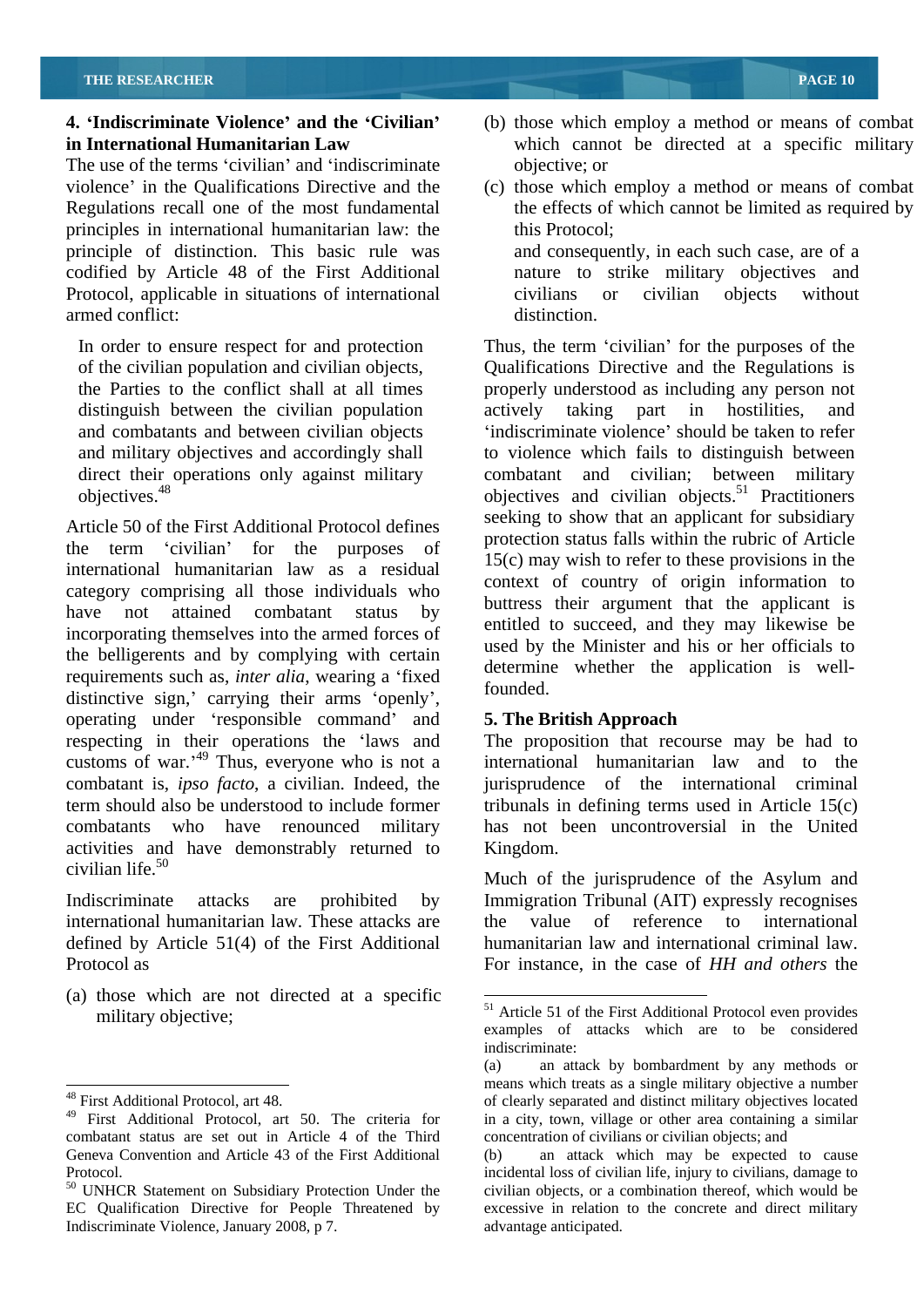## 4. 'Indiscriminate Violence' and the 'Civilian' in International Humanitarian Law

The use of the terms 'civilian' and 'indiscriminate violence' in the Qualifications Directive and the Regulations recall one of the most fundamental principles in international humanitarian law: the principle of distinction. This basic rule was codified by Article 48 of the First Additional Protocol, applicable in situations of international armed conflict:

> In order to ensure respect for and protection of the civilian population and civilian objects, the Parties to the conflict shall at all times distinguish between the civilian population and combatants and between civilian objects and military objectives and accordingly shall direct their operations only against military objectives.[48]

Article 50 of the First Additional Protocol defines the term 'civilian' for the purposes of international humanitarian law as a residual category comprising all those individuals who have not attained combatant status by incorporating themselves into the armed forces of the belligerents and by complying with certain requirements such as, *inter alia*, wearing a 'fixed distinctive sign,' carrying their arms 'openly', operating under 'responsible command' and respecting in their operations the 'laws and customs of war.'[49] Thus, everyone who is not a combatant is, *ipso facto*, a civilian. Indeed, the term should also be understood to include former combatants who have renounced military activities and have demonstrably returned to civilian life.[50]

Indiscriminate attacks are prohibited by international humanitarian law. These attacks are defined by Article 51(4) of the First Additional Protocol as

(a) those which are not directed at a specific military objective;

(b) those which employ a method or means of combat which cannot be directed at a specific military objective; or

(c) those which employ a method or means of combat the effects of which cannot be limited as required by this Protocol;

and consequently, in each such case, are of a nature to strike military objectives and civilians or civilian objects without distinction.

Thus, the term 'civilian' for the purposes of the Qualifications Directive and the Regulations is properly understood as including any person not actively taking part in hostilities, and 'indiscriminate violence' should be taken to refer to violence which fails to distinguish between combatant and civilian; between military objectives and civilian objects.[51] Practitioners seeking to show that an applicant for subsidiary protection status falls within the rubric of Article 15(c) may wish to refer to these provisions in the context of country of origin information to buttress their argument that the applicant is entitled to succeed, and they may likewise be used by the Minister and his or her officials to determine whether the application is well-founded.

## 5. The British Approach

The proposition that recourse may be had to international humanitarian law and to the jurisprudence of the international criminal tribunals in defining terms used in Article 15(c) has not been uncontroversial in the United Kingdom.

Much of the jurisprudence of the Asylum and Immigration Tribunal (AIT) expressly recognises the value of reference to international humanitarian law and international criminal law. For instance, in the case of *HH and others* the

---

[48] First Additional Protocol, art 48.

[49] First Additional Protocol, art 50. The criteria for combatant status are set out in Article 4 of the Third Geneva Convention and Article 43 of the First Additional Protocol.

[50] UNHCR Statement on Subsidiary Protection Under the EC Qualification Directive for People Threatened by Indiscriminate Violence, January 2008, p 7.

[51] Article 51 of the First Additional Protocol even provides examples of attacks which are to be considered indiscriminate:

(a) an attack by bombardment by any methods or means which treats as a single military objective a number of clearly separated and distinct military objectives located in a city, town, village or other area containing a similar concentration of civilians or civilian objects; and

(b) an attack which may be expected to cause incidental loss of civilian life, injury to civilians, damage to civilian objects, or a combination thereof, which would be excessive in relation to the concrete and direct military advantage anticipated.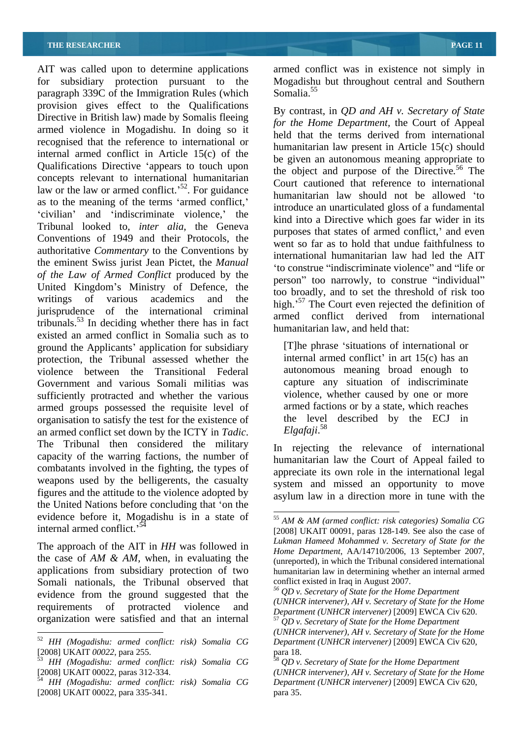AIT was called upon to determine applications for subsidiary protection pursuant to the paragraph 339C of the Immigration Rules (which provision gives effect to the Qualifications Directive in British law) made by Somalis fleeing armed violence in Mogadishu. In doing so it recognised that the reference to international or internal armed conflict in Article 15(c) of the Qualifications Directive 'appears to touch upon concepts relevant to international humanitarian law or the law or armed conflict.'[52]. For guidance as to the meaning of the terms 'armed conflict,' 'civilian' and 'indiscriminate violence,' the Tribunal looked to, *inter alia*, the Geneva Conventions of 1949 and their Protocols, the authoritative *Commentary* to the Conventions by the eminent Swiss jurist Jean Pictet, the *Manual of the Law of Armed Conflict* produced by the United Kingdom's Ministry of Defence, the writings of various academics and the jurisprudence of the international criminal tribunals.[53] In deciding whether there has in fact existed an armed conflict in Somalia such as to ground the Applicants' application for subsidiary protection, the Tribunal assessed whether the violence between the Transitional Federal Government and various Somali militias was sufficiently protracted and whether the various armed groups possessed the requisite level of organisation to satisfy the test for the existence of an armed conflict set down by the ICTY in *Tadic*. The Tribunal then considered the military capacity of the warring factions, the number of combatants involved in the fighting, the types of weapons used by the belligerents, the casualty figures and the attitude to the violence adopted by the United Nations before concluding that 'on the evidence before it, Mogadishu is in a state of internal armed conflict.'[54]

The approach of the AIT in *HH* was followed in the case of *AM & AM*, when, in evaluating the applications from subsidiary protection of two Somali nationals, the Tribunal observed that evidence from the ground suggested that the requirements of protracted violence and organization were satisfied and that an internal armed conflict was in existence not simply in Mogadishu but throughout central and Southern Somalia.[55]

By contrast, in *QD and AH v. Secretary of State for the Home Department,* the Court of Appeal held that the terms derived from international humanitarian law present in Article 15(c) should be given an autonomous meaning appropriate to the object and purpose of the Directive.[56] The Court cautioned that reference to international humanitarian law should not be allowed 'to introduce an unarticulated gloss of a fundamental kind into a Directive which goes far wider in its purposes that states of armed conflict,' and even went so far as to hold that undue faithfulness to international humanitarian law had led the AIT 'to construe "indiscriminate violence" and "life or person" too narrowly, to construe "individual" too broadly, and to set the threshold of risk too high.'[57] The Court even rejected the definition of armed conflict derived from international humanitarian law, and held that:

> [T]he phrase 'situations of international or internal armed conflict' in art 15(c) has an autonomous meaning broad enough to capture any situation of indiscriminate violence, whether caused by one or more armed factions or by a state, which reaches the level described by the ECJ in *Elgafaji*.[58]

In rejecting the relevance of international humanitarian law the Court of Appeal failed to appreciate its own role in the international legal system and missed an opportunity to move asylum law in a direction more in tune with the

---

[52] *HH (Mogadishu: armed conflict: risk) Somalia CG* [2008] UKAIT *00022*, para 255.

[53] *HH (Mogadishu: armed conflict: risk) Somalia CG* [2008] UKAIT 00022, paras 312-334.

[54] *HH (Mogadishu: armed conflict: risk) Somalia CG* [2008] UKAIT 00022, para 335-341.

[55] *AM & AM (armed conflict: risk categories) Somalia CG* [2008] UKAIT 00091, paras 128-149. See also the case of *Lukman Hameed Mohammed v. Secretary of State for the Home Department*, AA/14710/2006, 13 September 2007, (unreported), in which the Tribunal considered international humanitarian law in determining whether an internal armed conflict existed in Iraq in August 2007.

[56] *QD v. Secretary of State for the Home Department (UNHCR intervener), AH v. Secretary of State for the Home Department (UNHCR intervener)* [2009] EWCA Civ 620.

[57] *QD v. Secretary of State for the Home Department (UNHCR intervener), AH v. Secretary of State for the Home Department (UNHCR intervener)* [2009] EWCA Civ 620, para 18.

[58] *QD v. Secretary of State for the Home Department (UNHCR intervener), AH v. Secretary of State for the Home Department (UNHCR intervener)* [2009] EWCA Civ 620, para 35.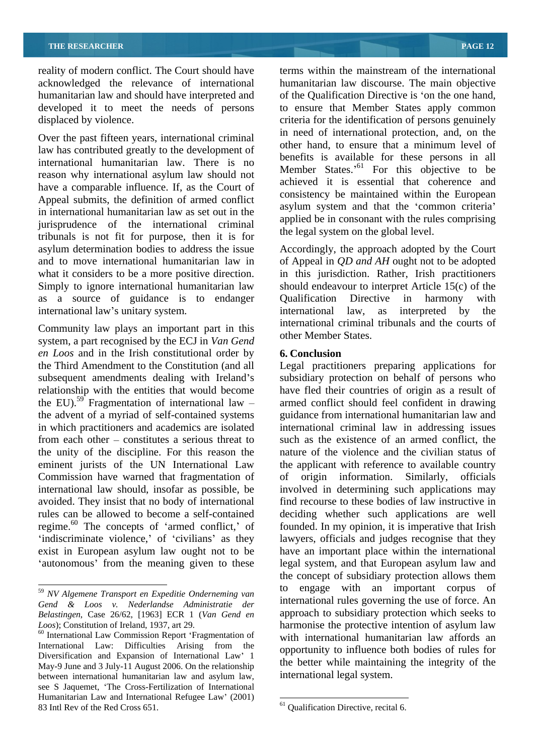reality of modern conflict. The Court should have acknowledged the relevance of international humanitarian law and should have interpreted and developed it to meet the needs of persons displaced by violence.

Over the past fifteen years, international criminal law has contributed greatly to the development of international humanitarian law. There is no reason why international asylum law should not have a comparable influence. If, as the Court of Appeal submits, the definition of armed conflict in international humanitarian law as set out in the jurisprudence of the international criminal tribunals is not fit for purpose, then it is for asylum determination bodies to address the issue and to move international humanitarian law in what it considers to be a more positive direction. Simply to ignore international humanitarian law as a source of guidance is to endanger international law's unitary system.

Community law plays an important part in this system, a part recognised by the ECJ in *Van Gend en Loos* and in the Irish constitutional order by the Third Amendment to the Constitution (and all subsequent amendments dealing with Ireland's relationship with the entities that would become the EU).[59] Fragmentation of international law – the advent of a myriad of self-contained systems in which practitioners and academics are isolated from each other – constitutes a serious threat to the unity of the discipline. For this reason the eminent jurists of the UN International Law Commission have warned that fragmentation of international law should, insofar as possible, be avoided. They insist that no body of international rules can be allowed to become a self-contained regime.[60] The concepts of 'armed conflict,' of 'indiscriminate violence,' of 'civilians' as they exist in European asylum law ought not to be 'autonomous' from the meaning given to these terms within the mainstream of the international humanitarian law discourse. The main objective of the Qualification Directive is 'on the one hand, to ensure that Member States apply common criteria for the identification of persons genuinely in need of international protection, and, on the other hand, to ensure that a minimum level of benefits is available for these persons in all Member States.'[61] For this objective to be achieved it is essential that coherence and consistency be maintained within the European asylum system and that the 'common criteria' applied be in consonant with the rules comprising the legal system on the global level.

Accordingly, the approach adopted by the Court of Appeal in *QD and AH* ought not to be adopted in this jurisdiction. Rather, Irish practitioners should endeavour to interpret Article 15(c) of the Qualification Directive in harmony with international law, as interpreted by the international criminal tribunals and the courts of other Member States.

## 6. Conclusion

Legal practitioners preparing applications for subsidiary protection on behalf of persons who have fled their countries of origin as a result of armed conflict should feel confident in drawing guidance from international humanitarian law and international criminal law in addressing issues such as the existence of an armed conflict, the nature of the violence and the civilian status of the applicant with reference to available country of origin information. Similarly, officials involved in determining such applications may find recourse to these bodies of law instructive in deciding whether such applications are well founded. In my opinion, it is imperative that Irish lawyers, officials and judges recognise that they have an important place within the international legal system, and that European asylum law and the concept of subsidiary protection allows them to engage with an important corpus of international rules governing the use of force. An approach to subsidiary protection which seeks to harmonise the protective intention of asylum law with international humanitarian law affords an opportunity to influence both bodies of rules for the better while maintaining the integrity of the international legal system.

---

[59] *NV Algemene Transport en Expeditie Onderneming van Gend & Loos v. Nederlandse Administratie der Belastingen*, Case 26/62, [1963] ECR 1 (*Van Gend en Loos*); Constitution of Ireland, 1937, art 29.

[60] International Law Commission Report 'Fragmentation of International Law: Difficulties Arising from the Diversification and Expansion of International Law' 1 May-9 June and 3 July-11 August 2006. On the relationship between international humanitarian law and asylum law, see S Jaquemet, 'The Cross-Fertilization of International Humanitarian Law and International Refugee Law' (2001) 83 Intl Rev of the Red Cross 651.

[61] Qualification Directive, recital 6.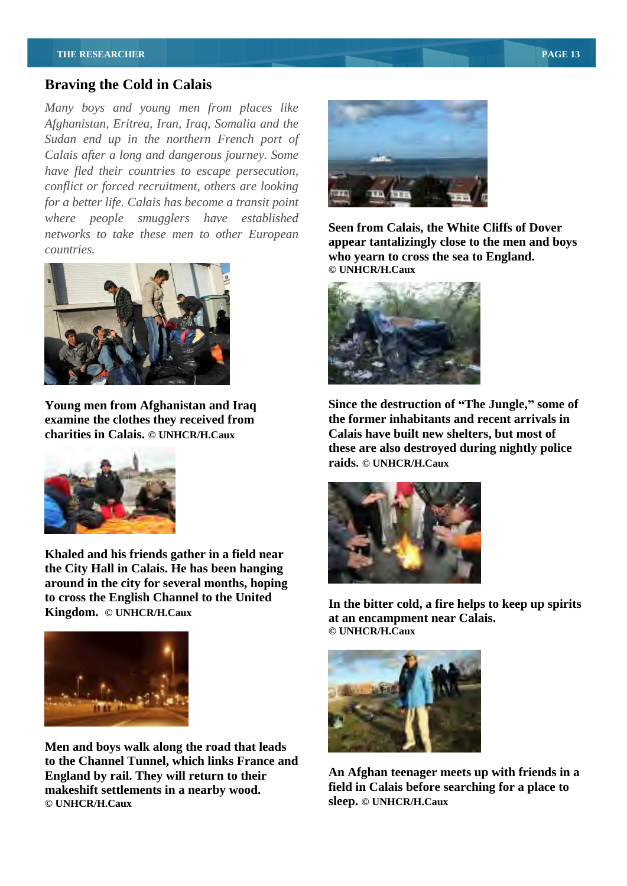## Braving the Cold in Calais

*Many boys and young men from places like Afghanistan, Eritrea, Iran, Iraq, Somalia and the Sudan end up in the northern French port of Calais after a long and dangerous journey. Some have fled their countries to escape persecution, conflict or forced recruitment, others are looking for a better life. Calais has become a transit point where people smugglers have established networks to take these men to other European countries.*

**Young men from Afghanistan and Iraq examine the clothes they received from charities in Calais.** **© UNHCR/H.Caux**

**Khaled and his friends gather in a field near the City Hall in Calais. He has been hanging around in the city for several months, hoping to cross the English Channel to the United Kingdom.** **© UNHCR/H.Caux**

**Men and boys walk along the road that leads to the Channel Tunnel, which links France and England by rail. They will return to their makeshift settlements in a nearby wood.** **© UNHCR/H.Caux**

**Seen from Calais, the White Cliffs of Dover appear tantalizingly close to the men and boys who yearn to cross the sea to England.** **© UNHCR/H.Caux**

**Since the destruction of "The Jungle," some of the former inhabitants and recent arrivals in Calais have built new shelters, but most of these are also destroyed during nightly police raids.** **© UNHCR/H.Caux**

**In the bitter cold, a fire helps to keep up spirits at an encampment near Calais.** **© UNHCR/H.Caux**

**An Afghan teenager meets up with friends in a field in Calais before searching for a place to sleep.** **© UNHCR/H.Caux**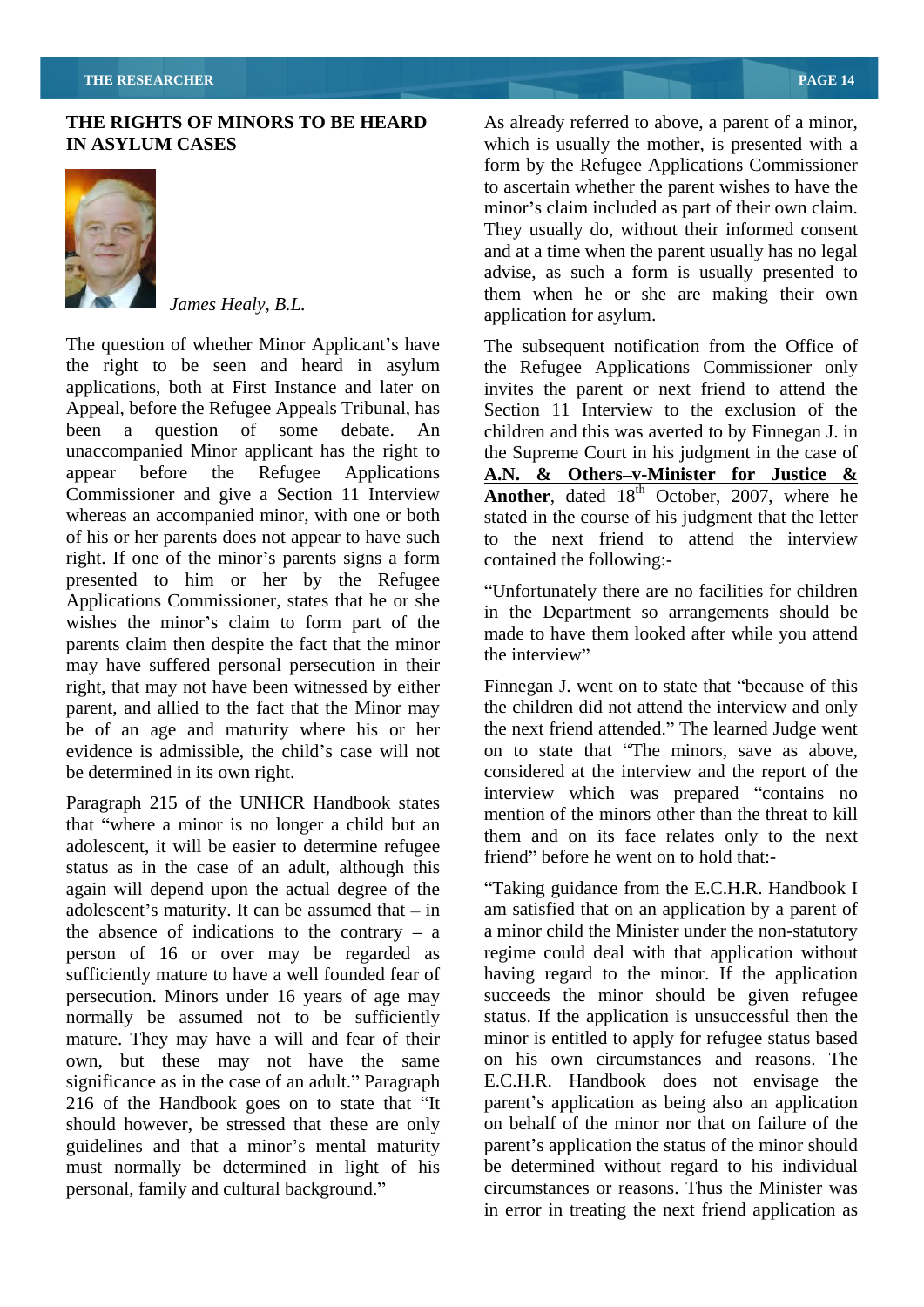## THE RIGHTS OF MINORS TO BE HEARD IN ASYLUM CASES

*James Healy, B.L.*

The question of whether Minor Applicant's have the right to be seen and heard in asylum applications, both at First Instance and later on Appeal, before the Refugee Appeals Tribunal, has been a question of some debate. An unaccompanied Minor applicant has the right to appear before the Refugee Applications Commissioner and give a Section 11 Interview whereas an accompanied minor, with one or both of his or her parents does not appear to have such right. If one of the minor's parents signs a form presented to him or her by the Refugee Applications Commissioner, states that he or she wishes the minor's claim to form part of the parents claim then despite the fact that the minor may have suffered personal persecution in their right, that may not have been witnessed by either parent, and allied to the fact that the Minor may be of an age and maturity where his or her evidence is admissible, the child's case will not be determined in its own right.

Paragraph 215 of the UNHCR Handbook states that "where a minor is no longer a child but an adolescent, it will be easier to determine refugee status as in the case of an adult, although this again will depend upon the actual degree of the adolescent's maturity. It can be assumed that – in the absence of indications to the contrary – a person of 16 or over may be regarded as sufficiently mature to have a well founded fear of persecution. Minors under 16 years of age may normally be assumed not to be sufficiently mature. They may have a will and fear of their own, but these may not have the same significance as in the case of an adult." Paragraph 216 of the Handbook goes on to state that "It should however, be stressed that these are only guidelines and that a minor's mental maturity must normally be determined in light of his personal, family and cultural background."

As already referred to above, a parent of a minor, which is usually the mother, is presented with a form by the Refugee Applications Commissioner to ascertain whether the parent wishes to have the minor's claim included as part of their own claim. They usually do, without their informed consent and at a time when the parent usually has no legal advise, as such a form is usually presented to them when he or she are making their own application for asylum.

The subsequent notification from the Office of the Refugee Applications Commissioner only invites the parent or next friend to attend the Section 11 Interview to the exclusion of the children and this was averted to by Finnegan J. in the Supreme Court in his judgment in the case of **A.N. & Others–v-Minister for Justice & Another**, dated 18th October, 2007, where he stated in the course of his judgment that the letter to the next friend to attend the interview contained the following:-

"Unfortunately there are no facilities for children in the Department so arrangements should be made to have them looked after while you attend the interview"

Finnegan J. went on to state that "because of this the children did not attend the interview and only the next friend attended." The learned Judge went on to state that "The minors, save as above, considered at the interview and the report of the interview which was prepared "contains no mention of the minors other than the threat to kill them and on its face relates only to the next friend" before he went on to hold that:-

"Taking guidance from the E.C.H.R. Handbook I am satisfied that on an application by a parent of a minor child the Minister under the non-statutory regime could deal with that application without having regard to the minor. If the application succeeds the minor should be given refugee status. If the application is unsuccessful then the minor is entitled to apply for refugee status based on his own circumstances and reasons. The E.C.H.R. Handbook does not envisage the parent's application as being also an application on behalf of the minor nor that on failure of the parent's application the status of the minor should be determined without regard to his individual circumstances or reasons. Thus the Minister was in error in treating the next friend application as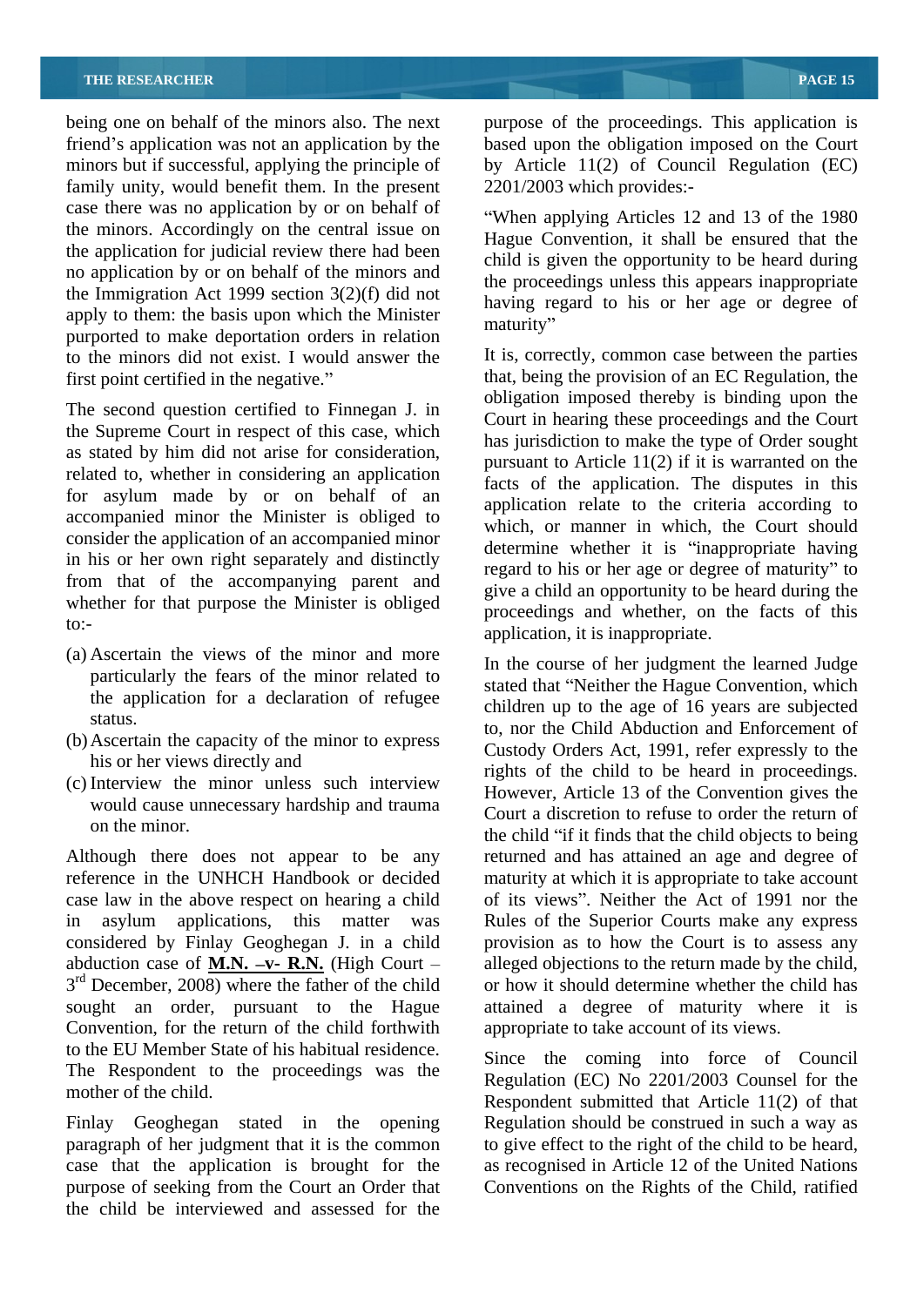being one on behalf of the minors also. The next friend's application was not an application by the minors but if successful, applying the principle of family unity, would benefit them. In the present case there was no application by or on behalf of the minors. Accordingly on the central issue on the application for judicial review there had been no application by or on behalf of the minors and the Immigration Act 1999 section 3(2)(f) did not apply to them: the basis upon which the Minister purported to make deportation orders in relation to the minors did not exist. I would answer the first point certified in the negative."

The second question certified to Finnegan J. in the Supreme Court in respect of this case, which as stated by him did not arise for consideration, related to, whether in considering an application for asylum made by or on behalf of an accompanied minor the Minister is obliged to consider the application of an accompanied minor in his or her own right separately and distinctly from that of the accompanying parent and whether for that purpose the Minister is obliged to:-

(a) Ascertain the views of the minor and more particularly the fears of the minor related to the application for a declaration of refugee status.
(b) Ascertain the capacity of the minor to express his or her views directly and
(c) Interview the minor unless such interview would cause unnecessary hardship and trauma on the minor.

Although there does not appear to be any reference in the UNHCH Handbook or decided case law in the above respect on hearing a child in asylum applications, this matter was considered by Finlay Geoghegan J. in a child abduction case of **<u>M.N. –v- R.N.</u>** (High Court – 3rd December, 2008) where the father of the child sought an order, pursuant to the Hague Convention, for the return of the child forthwith to the EU Member State of his habitual residence. The Respondent to the proceedings was the mother of the child.

Finlay Geoghegan stated in the opening paragraph of her judgment that it is the common case that the application is brought for the purpose of seeking from the Court an Order that the child be interviewed and assessed for the purpose of the proceedings. This application is based upon the obligation imposed on the Court by Article 11(2) of Council Regulation (EC) 2201/2003 which provides:-

> "When applying Articles 12 and 13 of the 1980 Hague Convention, it shall be ensured that the child is given the opportunity to be heard during the proceedings unless this appears inappropriate having regard to his or her age or degree of maturity"

It is, correctly, common case between the parties that, being the provision of an EC Regulation, the obligation imposed thereby is binding upon the Court in hearing these proceedings and the Court has jurisdiction to make the type of Order sought pursuant to Article 11(2) if it is warranted on the facts of the application. The disputes in this application relate to the criteria according to which, or manner in which, the Court should determine whether it is "inappropriate having regard to his or her age or degree of maturity" to give a child an opportunity to be heard during the proceedings and whether, on the facts of this application, it is inappropriate.

In the course of her judgment the learned Judge stated that "Neither the Hague Convention, which children up to the age of 16 years are subjected to, nor the Child Abduction and Enforcement of Custody Orders Act, 1991, refer expressly to the rights of the child to be heard in proceedings. However, Article 13 of the Convention gives the Court a discretion to refuse to order the return of the child "if it finds that the child objects to being returned and has attained an age and degree of maturity at which it is appropriate to take account of its views". Neither the Act of 1991 nor the Rules of the Superior Courts make any express provision as to how the Court is to assess any alleged objections to the return made by the child, or how it should determine whether the child has attained a degree of maturity where it is appropriate to take account of its views.

Since the coming into force of Council Regulation (EC) No 2201/2003 Counsel for the Respondent submitted that Article 11(2) of that Regulation should be construed in such a way as to give effect to the right of the child to be heard, as recognised in Article 12 of the United Nations Conventions on the Rights of the Child, ratified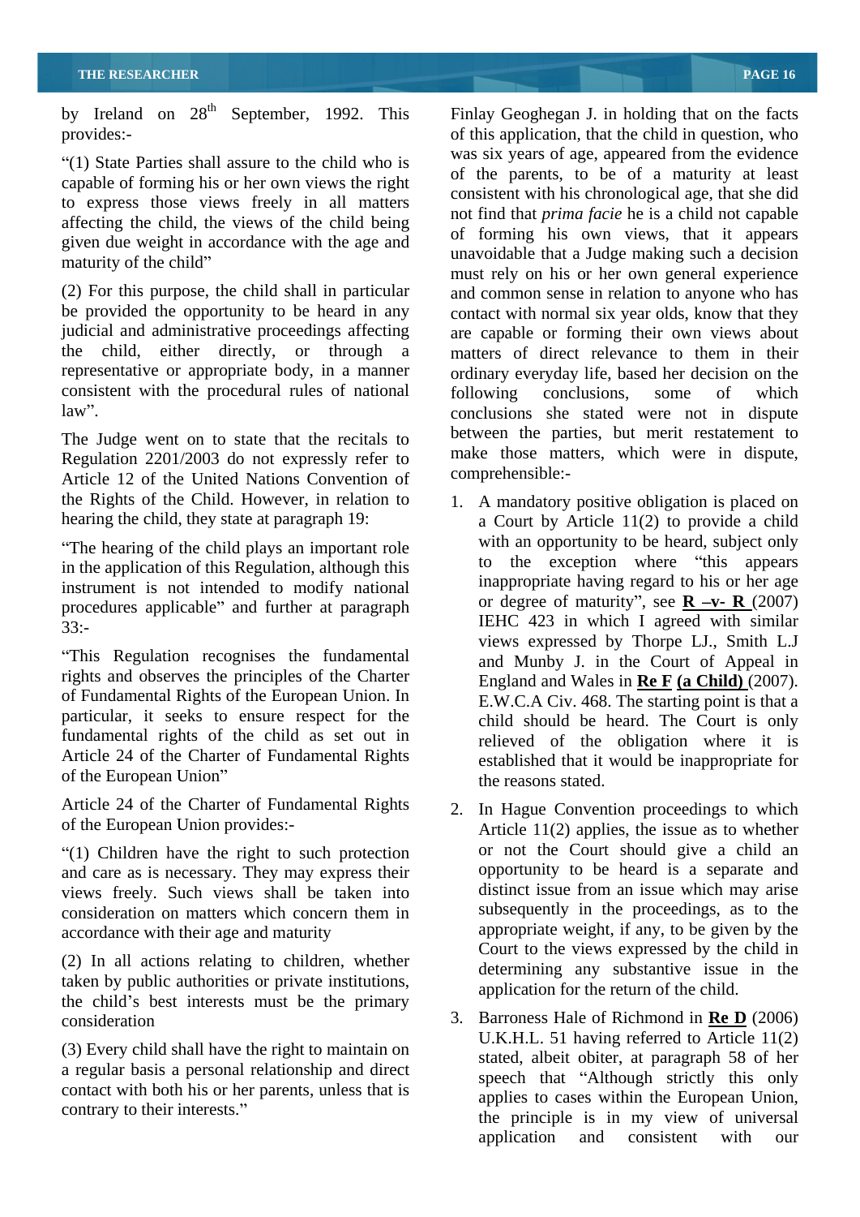by Ireland on 28th September, 1992. This provides:-

"(1) State Parties shall assure to the child who is capable of forming his or her own views the right to express those views freely in all matters affecting the child, the views of the child being given due weight in accordance with the age and maturity of the child"

(2) For this purpose, the child shall in particular be provided the opportunity to be heard in any judicial and administrative proceedings affecting the child, either directly, or through a representative or appropriate body, in a manner consistent with the procedural rules of national law".

The Judge went on to state that the recitals to Regulation 2201/2003 do not expressly refer to Article 12 of the United Nations Convention of the Rights of the Child. However, in relation to hearing the child, they state at paragraph 19:

"The hearing of the child plays an important role in the application of this Regulation, although this instrument is not intended to modify national procedures applicable" and further at paragraph 33:-

"This Regulation recognises the fundamental rights and observes the principles of the Charter of Fundamental Rights of the European Union. In particular, it seeks to ensure respect for the fundamental rights of the child as set out in Article 24 of the Charter of Fundamental Rights of the European Union"

Article 24 of the Charter of Fundamental Rights of the European Union provides:-

"(1) Children have the right to such protection and care as is necessary. They may express their views freely. Such views shall be taken into consideration on matters which concern them in accordance with their age and maturity

(2) In all actions relating to children, whether taken by public authorities or private institutions, the child's best interests must be the primary consideration

(3) Every child shall have the right to maintain on a regular basis a personal relationship and direct contact with both his or her parents, unless that is contrary to their interests."

Finlay Geoghegan J. in holding that on the facts of this application, that the child in question, who was six years of age, appeared from the evidence of the parents, to be of a maturity at least consistent with his chronological age, that she did not find that *prima facie* he is a child not capable of forming his own views, that it appears unavoidable that a Judge making such a decision must rely on his or her own general experience and common sense in relation to anyone who has contact with normal six year olds, know that they are capable or forming their own views about matters of direct relevance to them in their ordinary everyday life, based her decision on the following conclusions, some of which conclusions she stated were not in dispute between the parties, but merit restatement to make those matters, which were in dispute, comprehensible:-

1. A mandatory positive obligation is placed on a Court by Article 11(2) to provide a child with an opportunity to be heard, subject only to the exception where "this appears inappropriate having regard to his or her age or degree of maturity", see **R –v- R** (2007) IEHC 423 in which I agreed with similar views expressed by Thorpe LJ., Smith L.J and Munby J. in the Court of Appeal in England and Wales in **Re F** **(a Child)** (2007). E.W.C.A Civ. 468. The starting point is that a child should be heard. The Court is only relieved of the obligation where it is established that it would be inappropriate for the reasons stated.

2. In Hague Convention proceedings to which Article 11(2) applies, the issue as to whether or not the Court should give a child an opportunity to be heard is a separate and distinct issue from an issue which may arise subsequently in the proceedings, as to the appropriate weight, if any, to be given by the Court to the views expressed by the child in determining any substantive issue in the application for the return of the child.

3. Barroness Hale of Richmond in **Re D** (2006) U.K.H.L. 51 having referred to Article 11(2) stated, albeit obiter, at paragraph 58 of her speech that "Although strictly this only applies to cases within the European Union, the principle is in my view of universal application and consistent with our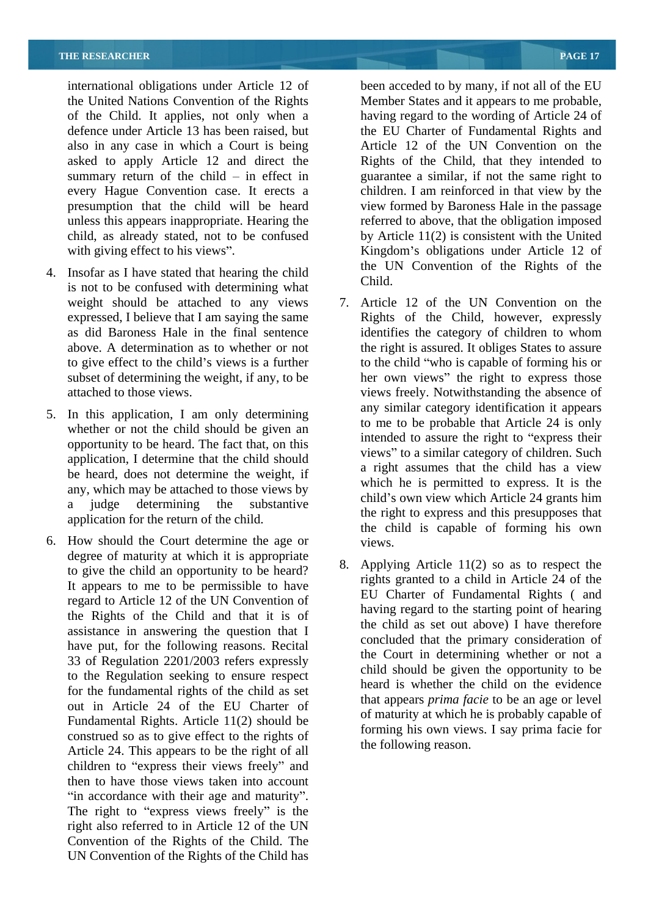international obligations under Article 12 of the United Nations Convention of the Rights of the Child. It applies, not only when a defence under Article 13 has been raised, but also in any case in which a Court is being asked to apply Article 12 and direct the summary return of the child – in effect in every Hague Convention case. It erects a presumption that the child will be heard unless this appears inappropriate. Hearing the child, as already stated, not to be confused with giving effect to his views".

4. Insofar as I have stated that hearing the child is not to be confused with determining what weight should be attached to any views expressed, I believe that I am saying the same as did Baroness Hale in the final sentence above. A determination as to whether or not to give effect to the child's views is a further subset of determining the weight, if any, to be attached to those views.

5. In this application, I am only determining whether or not the child should be given an opportunity to be heard. The fact that, on this application, I determine that the child should be heard, does not determine the weight, if any, which may be attached to those views by a judge determining the substantive application for the return of the child.

6. How should the Court determine the age or degree of maturity at which it is appropriate to give the child an opportunity to be heard? It appears to me to be permissible to have regard to Article 12 of the UN Convention of the Rights of the Child and that it is of assistance in answering the question that I have put, for the following reasons. Recital 33 of Regulation 2201/2003 refers expressly to the Regulation seeking to ensure respect for the fundamental rights of the child as set out in Article 24 of the EU Charter of Fundamental Rights. Article 11(2) should be construed so as to give effect to the rights of Article 24. This appears to be the right of all children to "express their views freely" and then to have those views taken into account "in accordance with their age and maturity". The right to "express views freely" is the right also referred to in Article 12 of the UN Convention of the Rights of the Child. The UN Convention of the Rights of the Child has been acceded to by many, if not all of the EU Member States and it appears to me probable, having regard to the wording of Article 24 of the EU Charter of Fundamental Rights and Article 12 of the UN Convention on the Rights of the Child, that they intended to guarantee a similar, if not the same right to children. I am reinforced in that view by the view formed by Baroness Hale in the passage referred to above, that the obligation imposed by Article 11(2) is consistent with the United Kingdom's obligations under Article 12 of the UN Convention of the Rights of the Child.

7. Article 12 of the UN Convention on the Rights of the Child, however, expressly identifies the category of children to whom the right is assured. It obliges States to assure to the child "who is capable of forming his or her own views" the right to express those views freely. Notwithstanding the absence of any similar category identification it appears to me to be probable that Article 24 is only intended to assure the right to "express their views" to a similar category of children. Such a right assumes that the child has a view which he is permitted to express. It is the child's own view which Article 24 grants him the right to express and this presupposes that the child is capable of forming his own views.

8. Applying Article 11(2) so as to respect the rights granted to a child in Article 24 of the EU Charter of Fundamental Rights ( and having regard to the starting point of hearing the child as set out above) I have therefore concluded that the primary consideration of the Court in determining whether or not a child should be given the opportunity to be heard is whether the child on the evidence that appears *prima facie* to be an age or level of maturity at which he is probably capable of forming his own views. I say prima facie for the following reason.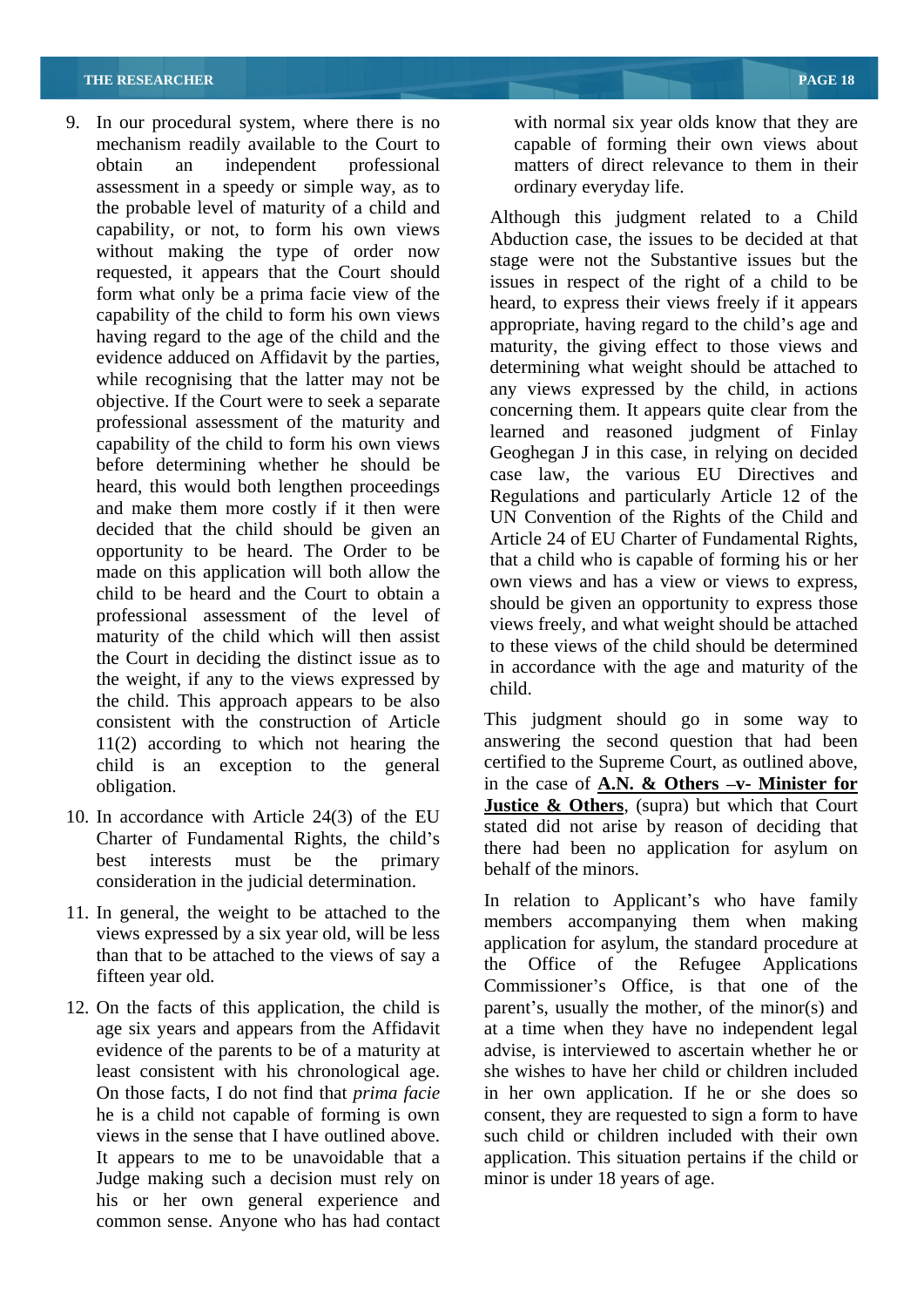9. In our procedural system, where there is no mechanism readily available to the Court to obtain an independent professional assessment in a speedy or simple way, as to the probable level of maturity of a child and capability, or not, to form his own views without making the type of order now requested, it appears that the Court should form what only be a prima facie view of the capability of the child to form his own views having regard to the age of the child and the evidence adduced on Affidavit by the parties, while recognising that the latter may not be objective. If the Court were to seek a separate professional assessment of the maturity and capability of the child to form his own views before determining whether he should be heard, this would both lengthen proceedings and make them more costly if it then were decided that the child should be given an opportunity to be heard. The Order to be made on this application will both allow the child to be heard and the Court to obtain a professional assessment of the level of maturity of the child which will then assist the Court in deciding the distinct issue as to the weight, if any to the views expressed by the child. This approach appears to be also consistent with the construction of Article 11(2) according to which not hearing the child is an exception to the general obligation.

10. In accordance with Article 24(3) of the EU Charter of Fundamental Rights, the child's best interests must be the primary consideration in the judicial determination.

11. In general, the weight to be attached to the views expressed by a six year old, will be less than that to be attached to the views of say a fifteen year old.

12. On the facts of this application, the child is age six years and appears from the Affidavit evidence of the parents to be of a maturity at least consistent with his chronological age. On those facts, I do not find that *prima facie* he is a child not capable of forming is own views in the sense that I have outlined above. It appears to me to be unavoidable that a Judge making such a decision must rely on his or her own general experience and common sense. Anyone who has had contact with normal six year olds know that they are capable of forming their own views about matters of direct relevance to them in their ordinary everyday life.

Although this judgment related to a Child Abduction case, the issues to be decided at that stage were not the Substantive issues but the issues in respect of the right of a child to be heard, to express their views freely if it appears appropriate, having regard to the child's age and maturity, the giving effect to those views and determining what weight should be attached to any views expressed by the child, in actions concerning them. It appears quite clear from the learned and reasoned judgment of Finlay Geoghegan J in this case, in relying on decided case law, the various EU Directives and Regulations and particularly Article 12 of the UN Convention of the Rights of the Child and Article 24 of EU Charter of Fundamental Rights, that a child who is capable of forming his or her own views and has a view or views to express, should be given an opportunity to express those views freely, and what weight should be attached to these views of the child should be determined in accordance with the age and maturity of the child.

This judgment should go in some way to answering the second question that had been certified to the Supreme Court, as outlined above, in the case of **<u>A.N. & Others –v- Minister for Justice & Others</u>**, (supra) but which that Court stated did not arise by reason of deciding that there had been no application for asylum on behalf of the minors.

In relation to Applicant's who have family members accompanying them when making application for asylum, the standard procedure at the Office of the Refugee Applications Commissioner's Office, is that one of the parent's, usually the mother, of the minor(s) and at a time when they have no independent legal advise, is interviewed to ascertain whether he or she wishes to have her child or children included in her own application. If he or she does so consent, they are requested to sign a form to have such child or children included with their own application. This situation pertains if the child or minor is under 18 years of age.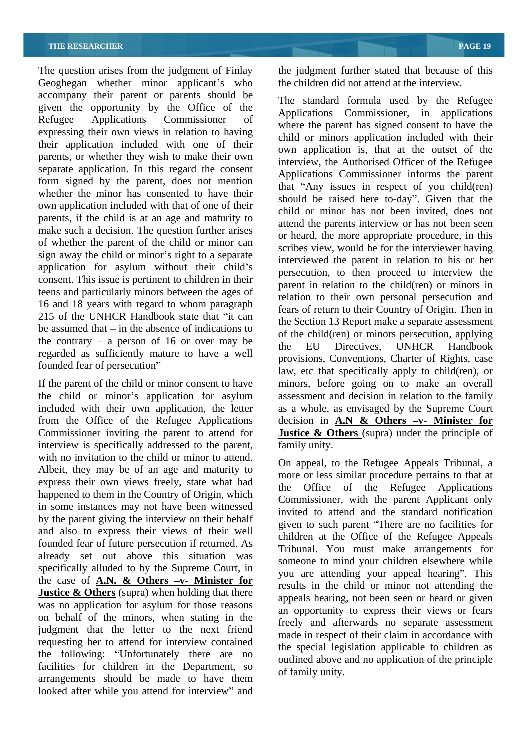The question arises from the judgment of Finlay Geoghegan whether minor applicant's who accompany their parent or parents should be given the opportunity by the Office of the Refugee Applications Commissioner of expressing their own views in relation to having their application included with one of their parents, or whether they wish to make their own separate application. In this regard the consent form signed by the parent, does not mention whether the minor has consented to have their own application included with that of one of their parents, if the child is at an age and maturity to make such a decision. The question further arises of whether the parent of the child or minor can sign away the child or minor's right to a separate application for asylum without their child's consent. This issue is pertinent to children in their teens and particularly minors between the ages of 16 and 18 years with regard to whom paragraph 215 of the UNHCR Handbook state that "it can be assumed that – in the absence of indications to the contrary – a person of 16 or over may be regarded as sufficiently mature to have a well founded fear of persecution"

If the parent of the child or minor consent to have the child or minor's application for asylum included with their own application, the letter from the Office of the Refugee Applications Commissioner inviting the parent to attend for interview is specifically addressed to the parent, with no invitation to the child or minor to attend. Albeit, they may be of an age and maturity to express their own views freely, state what had happened to them in the Country of Origin, which in some instances may not have been witnessed by the parent giving the interview on their behalf and also to express their views of their well founded fear of future persecution if returned. As already set out above this situation was specifically alluded to by the Supreme Court, in the case of **A.N. & Others –v- Minister for Justice & Others** (supra) when holding that there was no application for asylum for those reasons on behalf of the minors, when stating in the judgment that the letter to the next friend requesting her to attend for interview contained the following: "Unfortunately there are no facilities for children in the Department, so arrangements should be made to have them looked after while you attend for interview" and the judgment further stated that because of this the children did not attend at the interview.

The standard formula used by the Refugee Applications Commissioner, in applications where the parent has signed consent to have the child or minors application included with their own application is, that at the outset of the interview, the Authorised Officer of the Refugee Applications Commissioner informs the parent that "Any issues in respect of you child(ren) should be raised here to-day". Given that the child or minor has not been invited, does not attend the parents interview or has not been seen or heard, the more appropriate procedure, in this scribes view, would be for the interviewer having interviewed the parent in relation to his or her persecution, to then proceed to interview the parent in relation to the child(ren) or minors in relation to their own personal persecution and fears of return to their Country of Origin. Then in the Section 13 Report make a separate assessment of the child(ren) or minors persecution, applying the EU Directives, UNHCR Handbook provisions, Conventions, Charter of Rights, case law, etc that specifically apply to child(ren), or minors, before going on to make an overall assessment and decision in relation to the family as a whole, as envisaged by the Supreme Court decision in **A.N & Others –v- Minister for Justice & Others** (supra) under the principle of family unity.

On appeal, to the Refugee Appeals Tribunal, a more or less similar procedure pertains to that at the Office of the Refugee Applications Commissioner, with the parent Applicant only invited to attend and the standard notification given to such parent "There are no facilities for children at the Office of the Refugee Appeals Tribunal. You must make arrangements for someone to mind your children elsewhere while you are attending your appeal hearing". This results in the child or minor not attending the appeals hearing, not been seen or heard or given an opportunity to express their views or fears freely and afterwards no separate assessment made in respect of their claim in accordance with the special legislation applicable to children as outlined above and no application of the principle of family unity.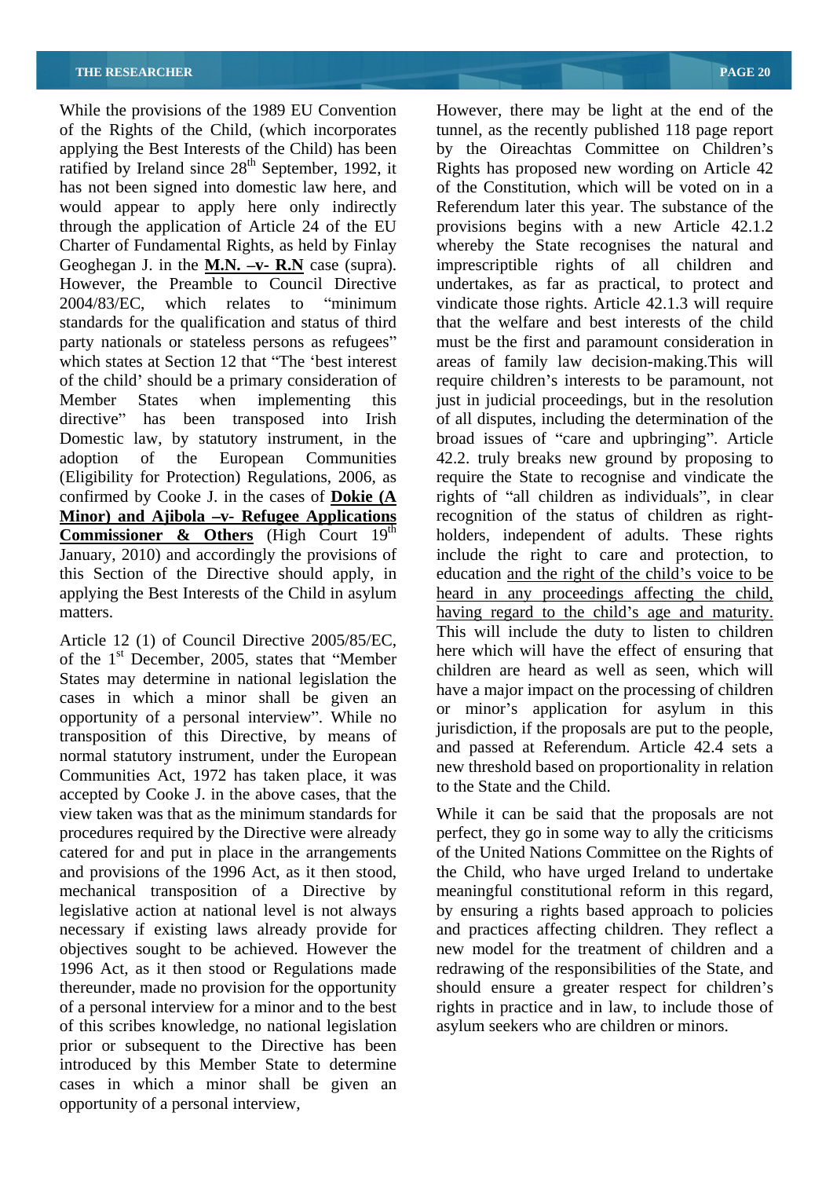While the provisions of the 1989 EU Convention of the Rights of the Child, (which incorporates applying the Best Interests of the Child) has been ratified by Ireland since 28th September, 1992, it has not been signed into domestic law here, and would appear to apply here only indirectly through the application of Article 24 of the EU Charter of Fundamental Rights, as held by Finlay Geoghegan J. in the **M.N. –v- R.N** case (supra). However, the Preamble to Council Directive 2004/83/EC, which relates to "minimum standards for the qualification and status of third party nationals or stateless persons as refugees" which states at Section 12 that "The 'best interest of the child' should be a primary consideration of Member States when implementing this directive" has been transposed into Irish Domestic law, by statutory instrument, in the adoption of the European Communities (Eligibility for Protection) Regulations, 2006, as confirmed by Cooke J. in the cases of **Dokie (A Minor) and Ajibola –v- Refugee Applications Commissioner & Others** (High Court 19th January, 2010) and accordingly the provisions of this Section of the Directive should apply, in applying the Best Interests of the Child in asylum matters.

Article 12 (1) of Council Directive 2005/85/EC, of the 1st December, 2005, states that "Member States may determine in national legislation the cases in which a minor shall be given an opportunity of a personal interview". While no transposition of this Directive, by means of normal statutory instrument, under the European Communities Act, 1972 has taken place, it was accepted by Cooke J. in the above cases, that the view taken was that as the minimum standards for procedures required by the Directive were already catered for and put in place in the arrangements and provisions of the 1996 Act, as it then stood, mechanical transposition of a Directive by legislative action at national level is not always necessary if existing laws already provide for objectives sought to be achieved. However the 1996 Act, as it then stood or Regulations made thereunder, made no provision for the opportunity of a personal interview for a minor and to the best of this scribes knowledge, no national legislation prior or subsequent to the Directive has been introduced by this Member State to determine cases in which a minor shall be given an opportunity of a personal interview,

However, there may be light at the end of the tunnel, as the recently published 118 page report by the Oireachtas Committee on Children's Rights has proposed new wording on Article 42 of the Constitution, which will be voted on in a Referendum later this year. The substance of the provisions begins with a new Article 42.1.2 whereby the State recognises the natural and imprescriptible rights of all children and undertakes, as far as practical, to protect and vindicate those rights. Article 42.1.3 will require that the welfare and best interests of the child must be the first and paramount consideration in areas of family law decision-making.This will require children's interests to be paramount, not just in judicial proceedings, but in the resolution of all disputes, including the determination of the broad issues of "care and upbringing". Article 42.2. truly breaks new ground by proposing to require the State to recognise and vindicate the rights of "all children as individuals", in clear recognition of the status of children as right-holders, independent of adults. These rights include the right to care and protection, to education <u>and the right of the child's voice to be heard in any proceedings affecting the child, having regard to the child's age and maturity.</u> This will include the duty to listen to children here which will have the effect of ensuring that children are heard as well as seen, which will have a major impact on the processing of children or minor's application for asylum in this jurisdiction, if the proposals are put to the people, and passed at Referendum. Article 42.4 sets a new threshold based on proportionality in relation to the State and the Child.

While it can be said that the proposals are not perfect, they go in some way to ally the criticisms of the United Nations Committee on the Rights of the Child, who have urged Ireland to undertake meaningful constitutional reform in this regard, by ensuring a rights based approach to policies and practices affecting children. They reflect a new model for the treatment of children and a redrawing of the responsibilities of the State, and should ensure a greater respect for children's rights in practice and in law, to include those of asylum seekers who are children or minors.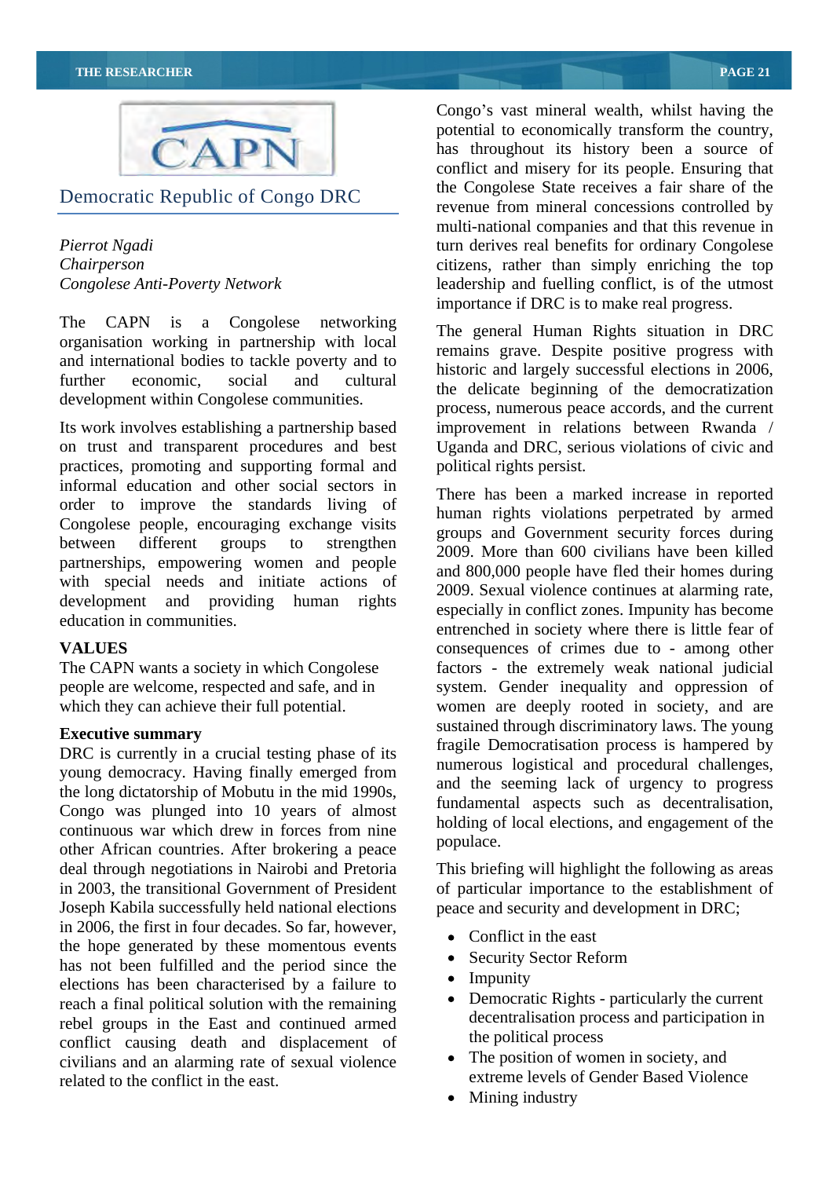CAPN

## Democratic Republic of Congo DRC

*Pierrot Ngadi*
*Chairperson*
*Congolese Anti-Poverty Network*

The CAPN is a Congolese networking organisation working in partnership with local and international bodies to tackle poverty and to further economic, social and cultural development within Congolese communities.

Its work involves establishing a partnership based on trust and transparent procedures and best practices, promoting and supporting formal and informal education and other social sectors in order to improve the standards living of Congolese people, encouraging exchange visits between different groups to strengthen partnerships, empowering women and people with special needs and initiate actions of development and providing human rights education in communities.

**VALUES**

The CAPN wants a society in which Congolese people are welcome, respected and safe, and in which they can achieve their full potential.

**Executive summary**

DRC is currently in a crucial testing phase of its young democracy. Having finally emerged from the long dictatorship of Mobutu in the mid 1990s, Congo was plunged into 10 years of almost continuous war which drew in forces from nine other African countries. After brokering a peace deal through negotiations in Nairobi and Pretoria in 2003, the transitional Government of President Joseph Kabila successfully held national elections in 2006, the first in four decades. So far, however, the hope generated by these momentous events has not been fulfilled and the period since the elections has been characterised by a failure to reach a final political solution with the remaining rebel groups in the East and continued armed conflict causing death and displacement of civilians and an alarming rate of sexual violence related to the conflict in the east.

Congo's vast mineral wealth, whilst having the potential to economically transform the country, has throughout its history been a source of conflict and misery for its people. Ensuring that the Congolese State receives a fair share of the revenue from mineral concessions controlled by multi-national companies and that this revenue in turn derives real benefits for ordinary Congolese citizens, rather than simply enriching the top leadership and fuelling conflict, is of the utmost importance if DRC is to make real progress.

The general Human Rights situation in DRC remains grave. Despite positive progress with historic and largely successful elections in 2006, the delicate beginning of the democratization process, numerous peace accords, and the current improvement in relations between Rwanda / Uganda and DRC, serious violations of civic and political rights persist.

There has been a marked increase in reported human rights violations perpetrated by armed groups and Government security forces during 2009. More than 600 civilians have been killed and 800,000 people have fled their homes during 2009. Sexual violence continues at alarming rate, especially in conflict zones. Impunity has become entrenched in society where there is little fear of consequences of crimes due to - among other factors - the extremely weak national judicial system. Gender inequality and oppression of women are deeply rooted in society, and are sustained through discriminatory laws. The young fragile Democratisation process is hampered by numerous logistical and procedural challenges, and the seeming lack of urgency to progress fundamental aspects such as decentralisation, holding of local elections, and engagement of the populace.

This briefing will highlight the following as areas of particular importance to the establishment of peace and security and development in DRC;

- Conflict in the east
- Security Sector Reform
- Impunity
- Democratic Rights - particularly the current decentralisation process and participation in the political process
- The position of women in society, and extreme levels of Gender Based Violence
- Mining industry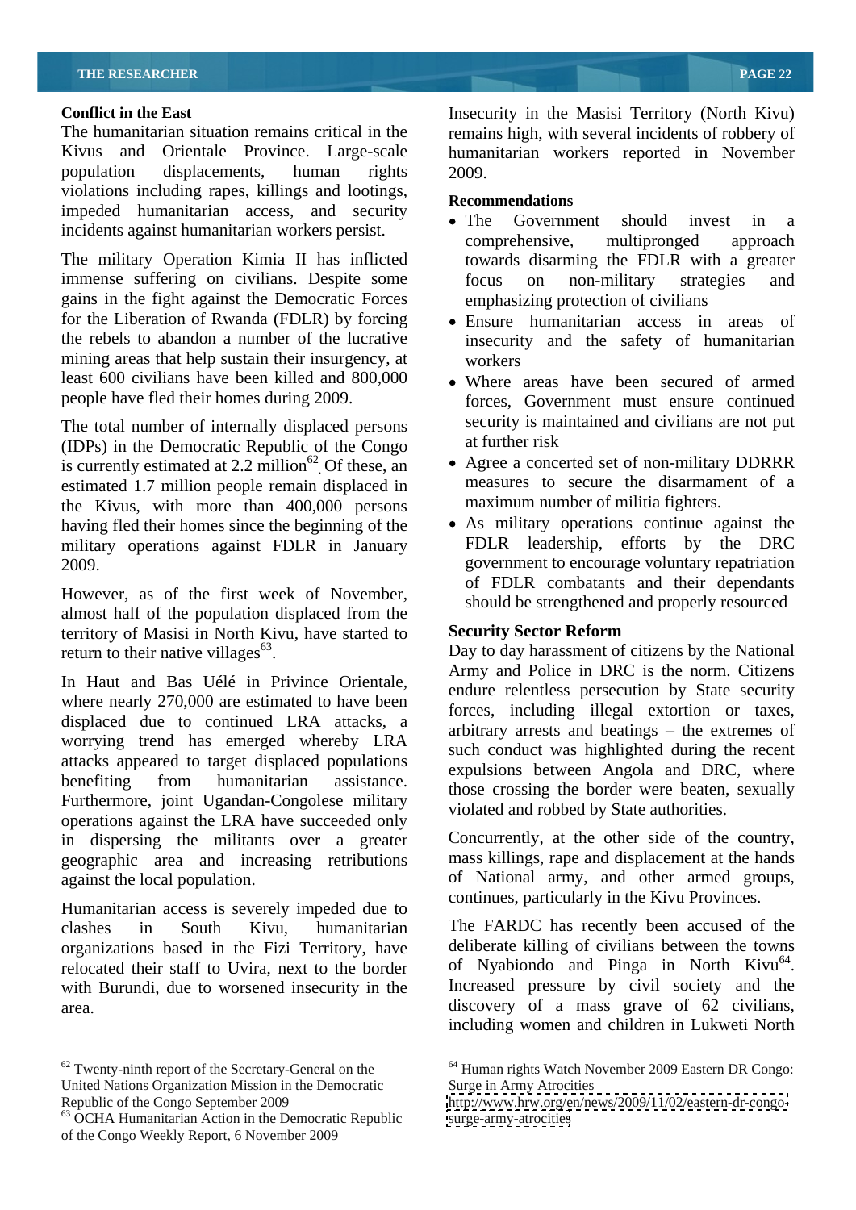**Conflict in the East**

The humanitarian situation remains critical in the Kivus and Orientale Province. Large-scale population displacements, human rights violations including rapes, killings and lootings, impeded humanitarian access, and security incidents against humanitarian workers persist.

The military Operation Kimia II has inflicted immense suffering on civilians. Despite some gains in the fight against the Democratic Forces for the Liberation of Rwanda (FDLR) by forcing the rebels to abandon a number of the lucrative mining areas that help sustain their insurgency, at least 600 civilians have been killed and 800,000 people have fled their homes during 2009.

The total number of internally displaced persons (IDPs) in the Democratic Republic of the Congo is currently estimated at 2.2 million[62]. Of these, an estimated 1.7 million people remain displaced in the Kivus, with more than 400,000 persons having fled their homes since the beginning of the military operations against FDLR in January 2009.

However, as of the first week of November, almost half of the population displaced from the territory of Masisi in North Kivu, have started to return to their native villages[63].

In Haut and Bas Uélé in Province Orientale, where nearly 270,000 are estimated to have been displaced due to continued LRA attacks, a worrying trend has emerged whereby LRA attacks appeared to target displaced populations benefiting from humanitarian assistance. Furthermore, joint Ugandan-Congolese military operations against the LRA have succeeded only in dispersing the militants over a greater geographic area and increasing retributions against the local population.

Humanitarian access is severely impeded due to clashes in South Kivu, humanitarian organizations based in the Fizi Territory, have relocated their staff to Uvira, next to the border with Burundi, due to worsened insecurity in the area.

Insecurity in the Masisi Territory (North Kivu) remains high, with several incidents of robbery of humanitarian workers reported in November 2009.

**Recommendations**

- The Government should invest in a comprehensive, multipronged approach towards disarming the FDLR with a greater focus on non-military strategies and emphasizing protection of civilians
- Ensure humanitarian access in areas of insecurity and the safety of humanitarian workers
- Where areas have been secured of armed forces, Government must ensure continued security is maintained and civilians are not put at further risk
- Agree a concerted set of non-military DDRRR measures to secure the disarmament of a maximum number of militia fighters.
- As military operations continue against the FDLR leadership, efforts by the DRC government to encourage voluntary repatriation of FDLR combatants and their dependants should be strengthened and properly resourced

**Security Sector Reform**

Day to day harassment of citizens by the National Army and Police in DRC is the norm. Citizens endure relentless persecution by State security forces, including illegal extortion or taxes, arbitrary arrests and beatings – the extremes of such conduct was highlighted during the recent expulsions between Angola and DRC, where those crossing the border were beaten, sexually violated and robbed by State authorities.

Concurrently, at the other side of the country, mass killings, rape and displacement at the hands of National army, and other armed groups, continues, particularly in the Kivu Provinces.

The FARDC has recently been accused of the deliberate killing of civilians between the towns of Nyabiondo and Pinga in North Kivu[64]. Increased pressure by civil society and the discovery of a mass grave of 62 civilians, including women and children in Lukweti North

---

[62] Twenty-ninth report of the Secretary-General on the United Nations Organization Mission in the Democratic Republic of the Congo September 2009

[63] OCHA Humanitarian Action in the Democratic Republic of the Congo Weekly Report, 6 November 2009

[64] Human rights Watch November 2009 Eastern DR Congo: Surge in Army Atrocities http://www.hrw.org/en/news/2009/11/02/eastern-dr-congo-surge-army-atrocities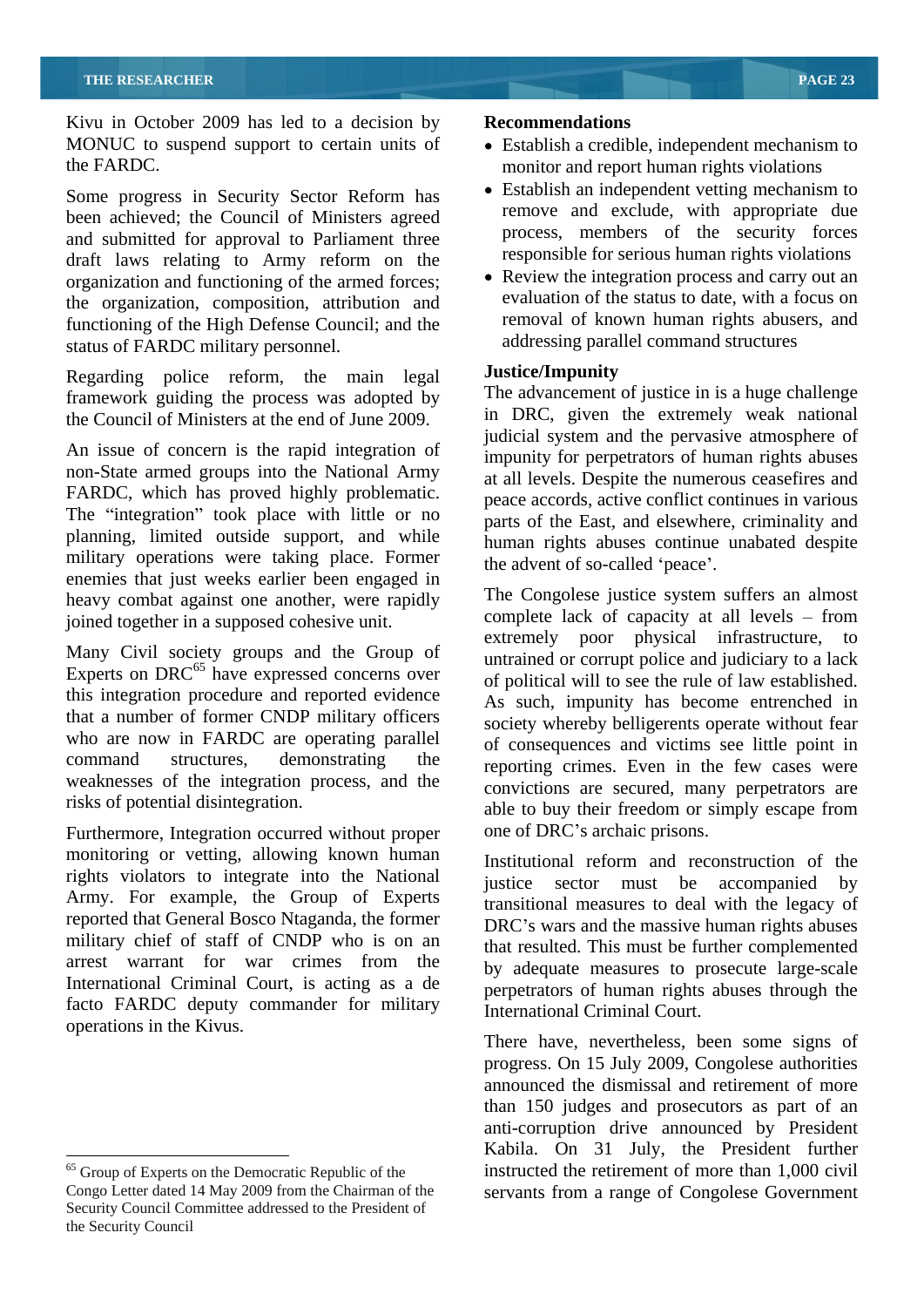Kivu in October 2009 has led to a decision by MONUC to suspend support to certain units of the FARDC.

Some progress in Security Sector Reform has been achieved; the Council of Ministers agreed and submitted for approval to Parliament three draft laws relating to Army reform on the organization and functioning of the armed forces; the organization, composition, attribution and functioning of the High Defense Council; and the status of FARDC military personnel.

Regarding police reform, the main legal framework guiding the process was adopted by the Council of Ministers at the end of June 2009.

An issue of concern is the rapid integration of non-State armed groups into the National Army FARDC, which has proved highly problematic. The "integration" took place with little or no planning, limited outside support, and while military operations were taking place. Former enemies that just weeks earlier been engaged in heavy combat against one another, were rapidly joined together in a supposed cohesive unit.

Many Civil society groups and the Group of Experts on DRC[65] have expressed concerns over this integration procedure and reported evidence that a number of former CNDP military officers who are now in FARDC are operating parallel command structures, demonstrating the weaknesses of the integration process, and the risks of potential disintegration.

Furthermore, Integration occurred without proper monitoring or vetting, allowing known human rights violators to integrate into the National Army. For example, the Group of Experts reported that General Bosco Ntaganda, the former military chief of staff of CNDP who is on an arrest warrant for war crimes from the International Criminal Court, is acting as a de facto FARDC deputy commander for military operations in the Kivus.

**Recommendations**

- Establish a credible, independent mechanism to monitor and report human rights violations
- Establish an independent vetting mechanism to remove and exclude, with appropriate due process, members of the security forces responsible for serious human rights violations
- Review the integration process and carry out an evaluation of the status to date, with a focus on removal of known human rights abusers, and addressing parallel command structures

**Justice/Impunity**

The advancement of justice in is a huge challenge in DRC, given the extremely weak national judicial system and the pervasive atmosphere of impunity for perpetrators of human rights abuses at all levels. Despite the numerous ceasefires and peace accords, active conflict continues in various parts of the East, and elsewhere, criminality and human rights abuses continue unabated despite the advent of so-called 'peace'.

The Congolese justice system suffers an almost complete lack of capacity at all levels – from extremely poor physical infrastructure, to untrained or corrupt police and judiciary to a lack of political will to see the rule of law established. As such, impunity has become entrenched in society whereby belligerents operate without fear of consequences and victims see little point in reporting crimes. Even in the few cases were convictions are secured, many perpetrators are able to buy their freedom or simply escape from one of DRC's archaic prisons.

Institutional reform and reconstruction of the justice sector must be accompanied by transitional measures to deal with the legacy of DRC's wars and the massive human rights abuses that resulted. This must be further complemented by adequate measures to prosecute large-scale perpetrators of human rights abuses through the International Criminal Court.

There have, nevertheless, been some signs of progress. On 15 July 2009, Congolese authorities announced the dismissal and retirement of more than 150 judges and prosecutors as part of an anti-corruption drive announced by President Kabila. On 31 July, the President further instructed the retirement of more than 1,000 civil servants from a range of Congolese Government

---

[65] Group of Experts on the Democratic Republic of the Congo Letter dated 14 May 2009 from the Chairman of the Security Council Committee addressed to the President of the Security Council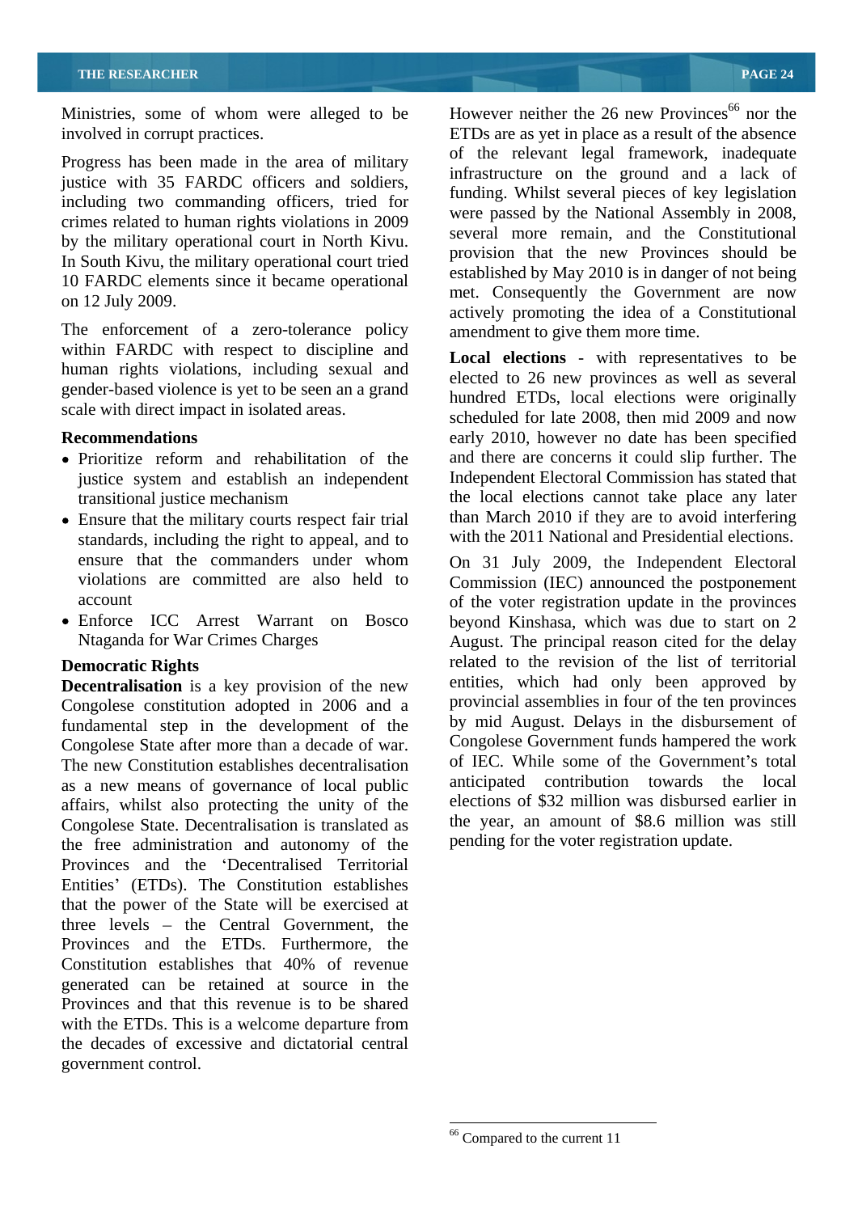Ministries, some of whom were alleged to be involved in corrupt practices.

Progress has been made in the area of military justice with 35 FARDC officers and soldiers, including two commanding officers, tried for crimes related to human rights violations in 2009 by the military operational court in North Kivu. In South Kivu, the military operational court tried 10 FARDC elements since it became operational on 12 July 2009.

The enforcement of a zero-tolerance policy within FARDC with respect to discipline and human rights violations, including sexual and gender-based violence is yet to be seen an a grand scale with direct impact in isolated areas.

**Recommendations**

- Prioritize reform and rehabilitation of the justice system and establish an independent transitional justice mechanism
- Ensure that the military courts respect fair trial standards, including the right to appeal, and to ensure that the commanders under whom violations are committed are also held to account
- Enforce ICC Arrest Warrant on Bosco Ntaganda for War Crimes Charges

**Democratic Rights**

**Decentralisation** is a key provision of the new Congolese constitution adopted in 2006 and a fundamental step in the development of the Congolese State after more than a decade of war. The new Constitution establishes decentralisation as a new means of governance of local public affairs, whilst also protecting the unity of the Congolese State. Decentralisation is translated as the free administration and autonomy of the Provinces and the 'Decentralised Territorial Entities' (ETDs). The Constitution establishes that the power of the State will be exercised at three levels – the Central Government, the Provinces and the ETDs. Furthermore, the Constitution establishes that 40% of revenue generated can be retained at source in the Provinces and that this revenue is to be shared with the ETDs. This is a welcome departure from the decades of excessive and dictatorial central government control.

However neither the 26 new Provinces[66] nor the ETDs are as yet in place as a result of the absence of the relevant legal framework, inadequate infrastructure on the ground and a lack of funding. Whilst several pieces of key legislation were passed by the National Assembly in 2008, several more remain, and the Constitutional provision that the new Provinces should be established by May 2010 is in danger of not being met. Consequently the Government are now actively promoting the idea of a Constitutional amendment to give them more time.

**Local elections** - with representatives to be elected to 26 new provinces as well as several hundred ETDs, local elections were originally scheduled for late 2008, then mid 2009 and now early 2010, however no date has been specified and there are concerns it could slip further. The Independent Electoral Commission has stated that the local elections cannot take place any later than March 2010 if they are to avoid interfering with the 2011 National and Presidential elections.

On 31 July 2009, the Independent Electoral Commission (IEC) announced the postponement of the voter registration update in the provinces beyond Kinshasa, which was due to start on 2 August. The principal reason cited for the delay related to the revision of the list of territorial entities, which had only been approved by provincial assemblies in four of the ten provinces by mid August. Delays in the disbursement of Congolese Government funds hampered the work of IEC. While some of the Government's total anticipated contribution towards the local elections of $32 million was disbursed earlier in the year, an amount of $8.6 million was still pending for the voter registration update.

[66] Compared to the current 11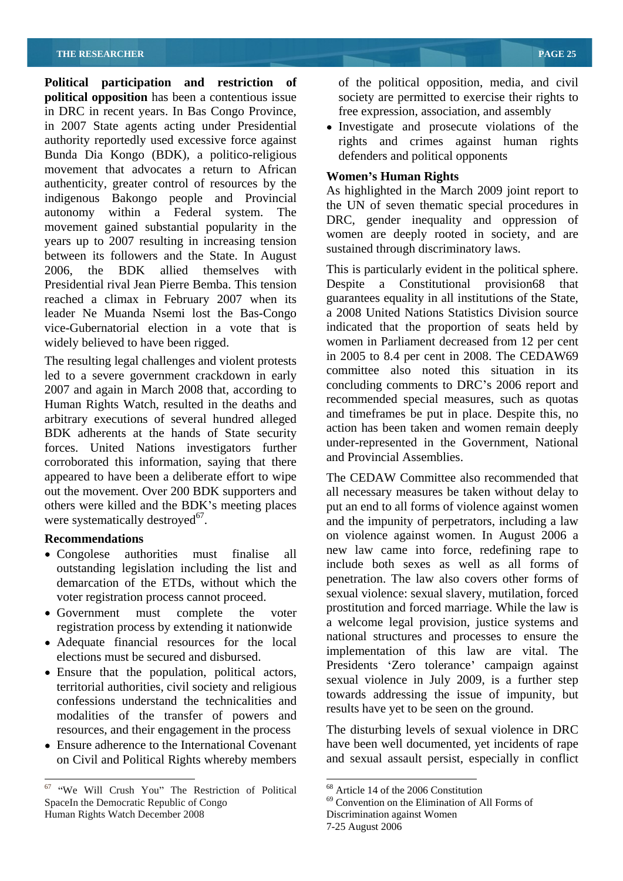**Political participation and restriction of political opposition** has been a contentious issue in DRC in recent years. In Bas Congo Province, in 2007 State agents acting under Presidential authority reportedly used excessive force against Bunda Dia Kongo (BDK), a politico-religious movement that advocates a return to African authenticity, greater control of resources by the indigenous Bakongo people and Provincial autonomy within a Federal system. The movement gained substantial popularity in the years up to 2007 resulting in increasing tension between its followers and the State. In August 2006, the BDK allied themselves with Presidential rival Jean Pierre Bemba. This tension reached a climax in February 2007 when its leader Ne Muanda Nsemi lost the Bas-Congo vice-Gubernatorial election in a vote that is widely believed to have been rigged.

The resulting legal challenges and violent protests led to a severe government crackdown in early 2007 and again in March 2008 that, according to Human Rights Watch, resulted in the deaths and arbitrary executions of several hundred alleged BDK adherents at the hands of State security forces. United Nations investigators further corroborated this information, saying that there appeared to have been a deliberate effort to wipe out the movement. Over 200 BDK supporters and others were killed and the BDK's meeting places were systematically destroyed[67].

**Recommendations**

- Congolese authorities must finalise all outstanding legislation including the list and demarcation of the ETDs, without which the voter registration process cannot proceed.
- Government must complete the voter registration process by extending it nationwide
- Adequate financial resources for the local elections must be secured and disbursed.
- Ensure that the population, political actors, territorial authorities, civil society and religious confessions understand the technicalities and modalities of the transfer of powers and resources, and their engagement in the process
- Ensure adherence to the International Covenant on Civil and Political Rights whereby members of the political opposition, media, and civil society are permitted to exercise their rights to free expression, association, and assembly
- Investigate and prosecute violations of the rights and crimes against human rights defenders and political opponents

**Women's Human Rights**

As highlighted in the March 2009 joint report to the UN of seven thematic special procedures in DRC, gender inequality and oppression of women are deeply rooted in society, and are sustained through discriminatory laws.

This is particularly evident in the political sphere. Despite a Constitutional provision[68] that guarantees equality in all institutions of the State, a 2008 United Nations Statistics Division source indicated that the proportion of seats held by women in Parliament decreased from 12 per cent in 2005 to 8.4 per cent in 2008. The CEDAW[69] committee also noted this situation in its concluding comments to DRC's 2006 report and recommended special measures, such as quotas and timeframes be put in place. Despite this, no action has been taken and women remain deeply under-represented in the Government, National and Provincial Assemblies.

The CEDAW Committee also recommended that all necessary measures be taken without delay to put an end to all forms of violence against women and the impunity of perpetrators, including a law on violence against women. In August 2006 a new law came into force, redefining rape to include both sexes as well as all forms of penetration. The law also covers other forms of sexual violence: sexual slavery, mutilation, forced prostitution and forced marriage. While the law is a welcome legal provision, justice systems and national structures and processes to ensure the implementation of this law are vital. The Presidents 'Zero tolerance' campaign against sexual violence in July 2009, is a further step towards addressing the issue of impunity, but results have yet to be seen on the ground.

The disturbing levels of sexual violence in DRC have been well documented, yet incidents of rape and sexual assault persist, especially in conflict

---

[67] "We Will Crush You" The Restriction of Political SpaceIn the Democratic Republic of Congo Human Rights Watch December 2008

[68] Article 14 of the 2006 Constitution

[69] Convention on the Elimination of All Forms of Discrimination against Women 7-25 August 2006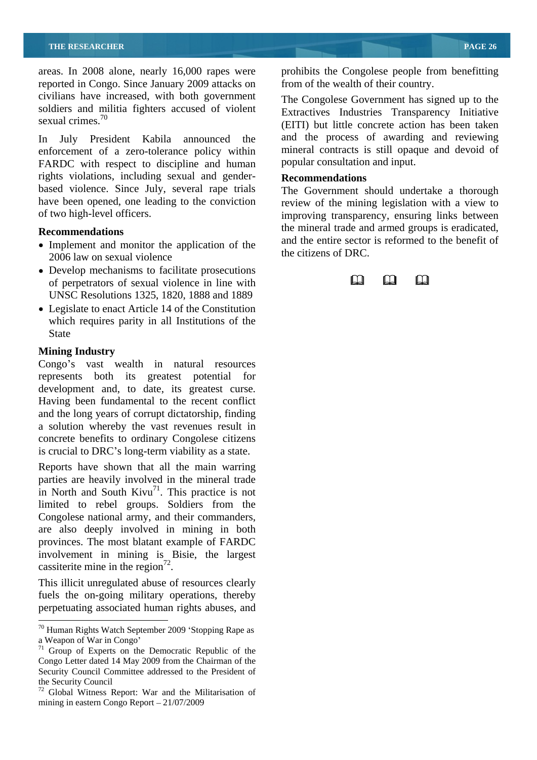areas. In 2008 alone, nearly 16,000 rapes were reported in Congo. Since January 2009 attacks on civilians have increased, with both government soldiers and militia fighters accused of violent sexual crimes.[70]

In July President Kabila announced the enforcement of a zero-tolerance policy within FARDC with respect to discipline and human rights violations, including sexual and gender-based violence. Since July, several rape trials have been opened, one leading to the conviction of two high-level officers.

**Recommendations**

- Implement and monitor the application of the 2006 law on sexual violence
- Develop mechanisms to facilitate prosecutions of perpetrators of sexual violence in line with UNSC Resolutions 1325, 1820, 1888 and 1889
- Legislate to enact Article 14 of the Constitution which requires parity in all Institutions of the State

**Mining Industry**

Congo's vast wealth in natural resources represents both its greatest potential for development and, to date, its greatest curse. Having been fundamental to the recent conflict and the long years of corrupt dictatorship, finding a solution whereby the vast revenues result in concrete benefits to ordinary Congolese citizens is crucial to DRC's long-term viability as a state.

Reports have shown that all the main warring parties are heavily involved in the mineral trade in North and South Kivu[71]. This practice is not limited to rebel groups. Soldiers from the Congolese national army, and their commanders, are also deeply involved in mining in both provinces. The most blatant example of FARDC involvement in mining is Bisie, the largest cassiterite mine in the region[72].

This illicit unregulated abuse of resources clearly fuels the on-going military operations, thereby perpetuating associated human rights abuses, and prohibits the Congolese people from benefitting from of the wealth of their country.

The Congolese Government has signed up to the Extractives Industries Transparency Initiative (EITI) but little concrete action has been taken and the process of awarding and reviewing mineral contracts is still opaque and devoid of popular consultation and input.

**Recommendations**

The Government should undertake a thorough review of the mining legislation with a view to improving transparency, ensuring links between the mineral trade and armed groups is eradicated, and the entire sector is reformed to the benefit of the citizens of DRC.

📖 📖 📖

---

[70] Human Rights Watch September 2009 'Stopping Rape as a Weapon of War in Congo'

[71] Group of Experts on the Democratic Republic of the Congo Letter dated 14 May 2009 from the Chairman of the Security Council Committee addressed to the President of the Security Council

[72] Global Witness Report: War and the Militarisation of mining in eastern Congo Report – 21/07/2009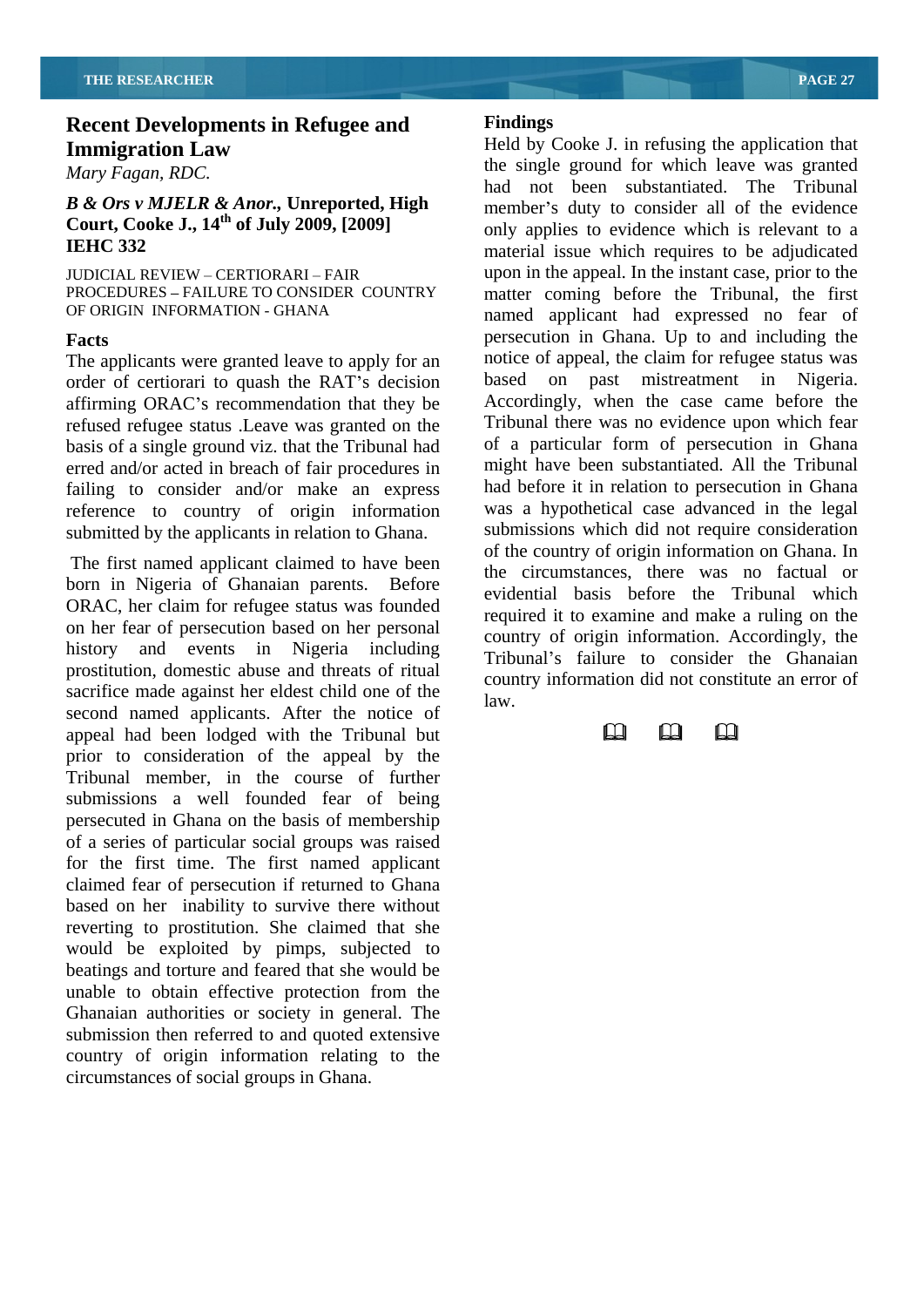## Recent Developments in Refugee and Immigration Law

*Mary Fagan, RDC.*

**B & Ors v MJELR & Anor., Unreported, High Court, Cooke J., 14th of July 2009, [2009] IEHC 332**

JUDICIAL REVIEW – CERTIORARI – FAIR PROCEDURES – FAILURE TO CONSIDER COUNTRY OF ORIGIN INFORMATION - GHANA

### Facts

The applicants were granted leave to apply for an order of certiorari to quash the RAT's decision affirming ORAC's recommendation that they be refused refugee status .Leave was granted on the basis of a single ground viz. that the Tribunal had erred and/or acted in breach of fair procedures in failing to consider and/or make an express reference to country of origin information submitted by the applicants in relation to Ghana.

The first named applicant claimed to have been born in Nigeria of Ghanaian parents. Before ORAC, her claim for refugee status was founded on her fear of persecution based on her personal history and events in Nigeria including prostitution, domestic abuse and threats of ritual sacrifice made against her eldest child one of the second named applicants. After the notice of appeal had been lodged with the Tribunal but prior to consideration of the appeal by the Tribunal member, in the course of further submissions a well founded fear of being persecuted in Ghana on the basis of membership of a series of particular social groups was raised for the first time. The first named applicant claimed fear of persecution if returned to Ghana based on her inability to survive there without reverting to prostitution. She claimed that she would be exploited by pimps, subjected to beatings and torture and feared that she would be unable to obtain effective protection from the Ghanaian authorities or society in general. The submission then referred to and quoted extensive country of origin information relating to the circumstances of social groups in Ghana.

### Findings

Held by Cooke J. in refusing the application that the single ground for which leave was granted had not been substantiated. The Tribunal member's duty to consider all of the evidence only applies to evidence which is relevant to a material issue which requires to be adjudicated upon in the appeal. In the instant case, prior to the matter coming before the Tribunal, the first named applicant had expressed no fear of persecution in Ghana. Up to and including the notice of appeal, the claim for refugee status was based on past mistreatment in Nigeria. Accordingly, when the case came before the Tribunal there was no evidence upon which fear of a particular form of persecution in Ghana might have been substantiated. All the Tribunal had before it in relation to persecution in Ghana was a hypothetical case advanced in the legal submissions which did not require consideration of the country of origin information on Ghana. In the circumstances, there was no factual or evidential basis before the Tribunal which required it to examine and make a ruling on the country of origin information. Accordingly, the Tribunal's failure to consider the Ghanaian country information did not constitute an error of law.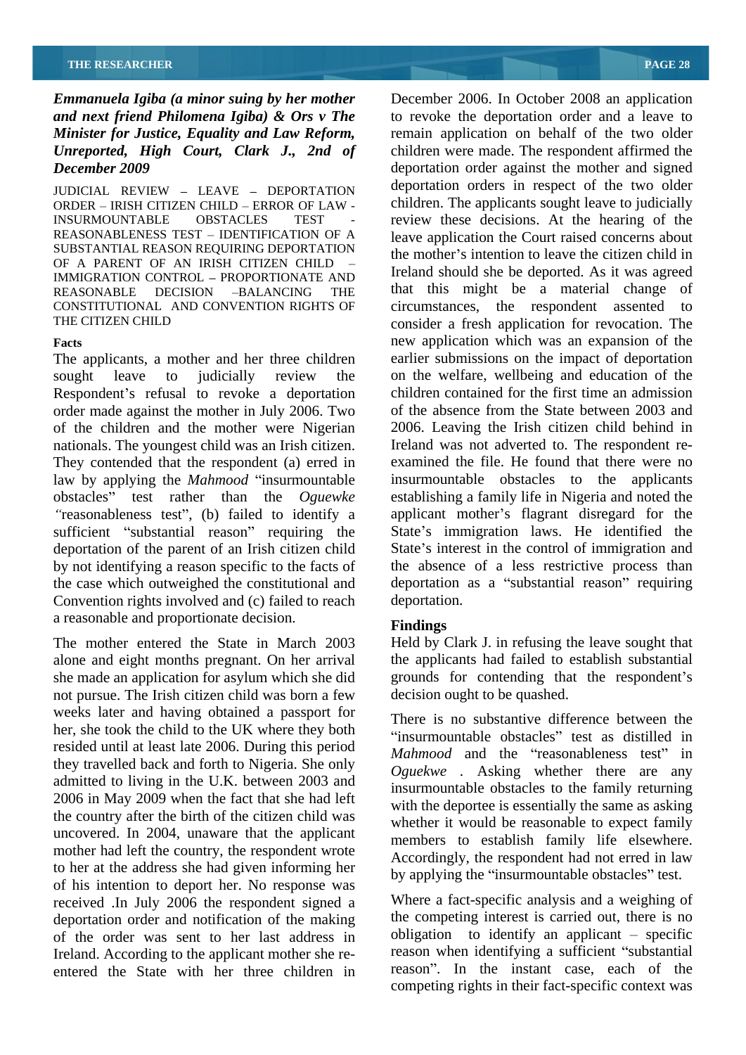***Emmanuela Igiba (a minor suing by her mother and next friend Philomena Igiba) & Ors v The Minister for Justice, Equality and Law Reform, Unreported, High Court, Clark J., 2nd of December 2009***

JUDICIAL REVIEW – LEAVE – DEPORTATION ORDER – IRISH CITIZEN CHILD – ERROR OF LAW - INSURMOUNTABLE OBSTACLES TEST - REASONABLENESS TEST – IDENTIFICATION OF A SUBSTANTIAL REASON REQUIRING DEPORTATION OF A PARENT OF AN IRISH CITIZEN CHILD – IMMIGRATION CONTROL – PROPORTIONATE AND REASONABLE DECISION –BALANCING THE CONSTITUTIONAL AND CONVENTION RIGHTS OF THE CITIZEN CHILD

**Facts**

The applicants, a mother and her three children sought leave to judicially review the Respondent's refusal to revoke a deportation order made against the mother in July 2006. Two of the children and the mother were Nigerian nationals. The youngest child was an Irish citizen. They contended that the respondent (a) erred in law by applying the *Mahmood* "insurmountable obstacles" test rather than the *Oguewke "*reasonableness test", (b) failed to identify a sufficient "substantial reason" requiring the deportation of the parent of an Irish citizen child by not identifying a reason specific to the facts of the case which outweighed the constitutional and Convention rights involved and (c) failed to reach a reasonable and proportionate decision.

The mother entered the State in March 2003 alone and eight months pregnant. On her arrival she made an application for asylum which she did not pursue. The Irish citizen child was born a few weeks later and having obtained a passport for her, she took the child to the UK where they both resided until at least late 2006. During this period they travelled back and forth to Nigeria. She only admitted to living in the U.K. between 2003 and 2006 in May 2009 when the fact that she had left the country after the birth of the citizen child was uncovered. In 2004, unaware that the applicant mother had left the country, the respondent wrote to her at the address she had given informing her of his intention to deport her. No response was received .In July 2006 the respondent signed a deportation order and notification of the making of the order was sent to her last address in Ireland. According to the applicant mother she re-entered the State with her three children in December 2006. In October 2008 an application to revoke the deportation order and a leave to remain application on behalf of the two older children were made. The respondent affirmed the deportation order against the mother and signed deportation orders in respect of the two older children. The applicants sought leave to judicially review these decisions. At the hearing of the leave application the Court raised concerns about the mother's intention to leave the citizen child in Ireland should she be deported. As it was agreed that this might be a material change of circumstances, the respondent assented to consider a fresh application for revocation. The new application which was an expansion of the earlier submissions on the impact of deportation on the welfare, wellbeing and education of the children contained for the first time an admission of the absence from the State between 2003 and 2006. Leaving the Irish citizen child behind in Ireland was not adverted to. The respondent re-examined the file. He found that there were no insurmountable obstacles to the applicants establishing a family life in Nigeria and noted the applicant mother's flagrant disregard for the State's immigration laws. He identified the State's interest in the control of immigration and the absence of a less restrictive process than deportation as a "substantial reason" requiring deportation.

**Findings**

Held by Clark J. in refusing the leave sought that the applicants had failed to establish substantial grounds for contending that the respondent's decision ought to be quashed.

There is no substantive difference between the "insurmountable obstacles" test as distilled in *Mahmood* and the "reasonableness test" in *Oguekwe* . Asking whether there are any insurmountable obstacles to the family returning with the deportee is essentially the same as asking whether it would be reasonable to expect family members to establish family life elsewhere. Accordingly, the respondent had not erred in law by applying the "insurmountable obstacles" test.

Where a fact-specific analysis and a weighing of the competing interest is carried out, there is no obligation to identify an applicant – specific reason when identifying a sufficient "substantial reason". In the instant case, each of the competing rights in their fact-specific context was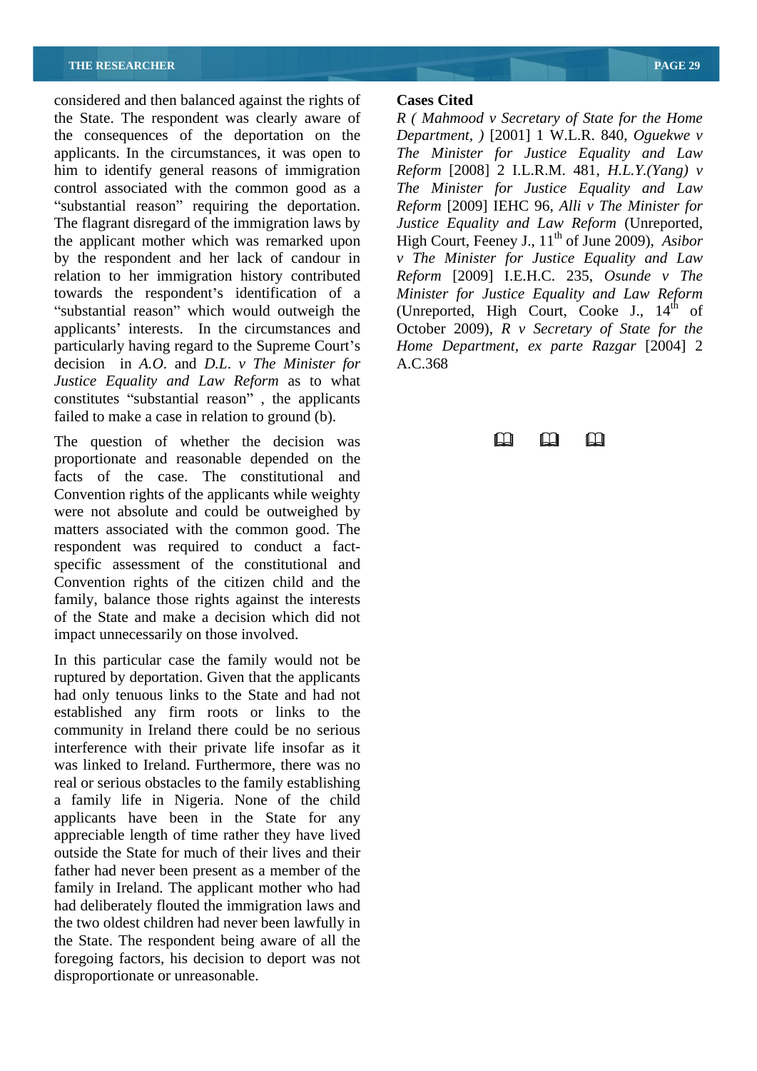considered and then balanced against the rights of the State. The respondent was clearly aware of the consequences of the deportation on the applicants. In the circumstances, it was open to him to identify general reasons of immigration control associated with the common good as a "substantial reason" requiring the deportation. The flagrant disregard of the immigration laws by the applicant mother which was remarked upon by the respondent and her lack of candour in relation to her immigration history contributed towards the respondent's identification of a "substantial reason" which would outweigh the applicants' interests. In the circumstances and particularly having regard to the Supreme Court's decision in *A.O.* and *D.L. v The Minister for Justice Equality and Law Reform* as to what constitutes "substantial reason" , the applicants failed to make a case in relation to ground (b).

The question of whether the decision was proportionate and reasonable depended on the facts of the case. The constitutional and Convention rights of the applicants while weighty were not absolute and could be outweighed by matters associated with the common good. The respondent was required to conduct a fact-specific assessment of the constitutional and Convention rights of the citizen child and the family, balance those rights against the interests of the State and make a decision which did not impact unnecessarily on those involved.

In this particular case the family would not be ruptured by deportation. Given that the applicants had only tenuous links to the State and had not established any firm roots or links to the community in Ireland there could be no serious interference with their private life insofar as it was linked to Ireland. Furthermore, there was no real or serious obstacles to the family establishing a family life in Nigeria. None of the child applicants have been in the State for any appreciable length of time rather they have lived outside the State for much of their lives and their father had never been present as a member of the family in Ireland. The applicant mother who had had deliberately flouted the immigration laws and the two oldest children had never been lawfully in the State. The respondent being aware of all the foregoing factors, his decision to deport was not disproportionate or unreasonable.

**Cases Cited**

*R ( Mahmood v Secretary of State for the Home Department, )* [2001] 1 W.L.R. 840, *Oguekwe v The Minister for Justice Equality and Law Reform* [2008] 2 I.L.R.M. 481, *H.L.Y.(Yang) v The Minister for Justice Equality and Law Reform* [2009] IEHC 96, *Alli v The Minister for Justice Equality and Law Reform* (Unreported, High Court, Feeney J., 11th of June 2009), *Asibor v The Minister for Justice Equality and Law Reform* [2009] I.E.H.C. 235, *Osunde v The Minister for Justice Equality and Law Reform* (Unreported, High Court, Cooke J., 14th of October 2009), *R v Secretary of State for the Home Department, ex parte Razgar* [2004] 2 A.C.368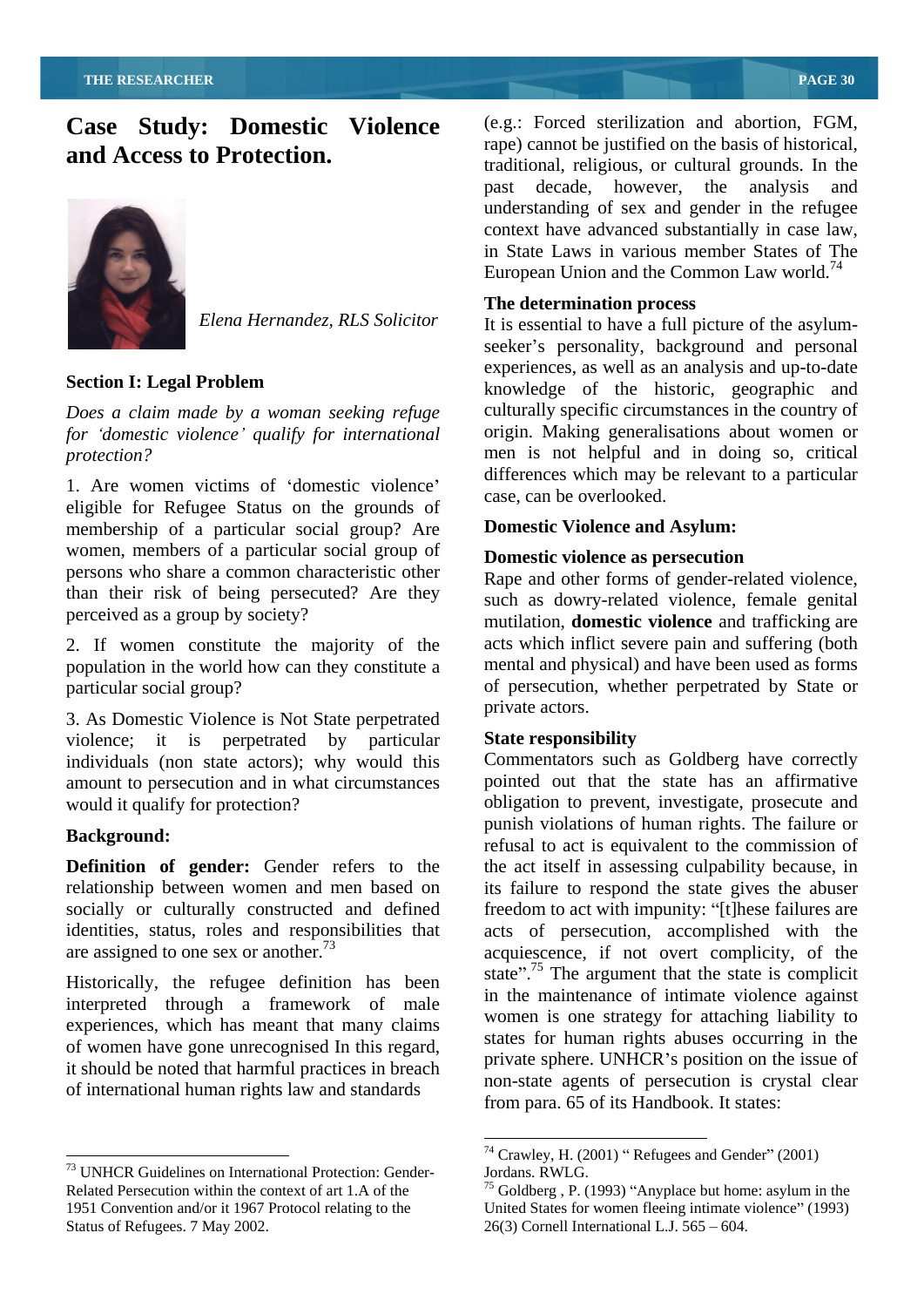# Case Study: Domestic Violence and Access to Protection.

*Elena Hernandez, RLS Solicitor*

### Section I: Legal Problem

*Does a claim made by a woman seeking refuge for 'domestic violence' qualify for international protection?*

1. Are women victims of 'domestic violence' eligible for Refugee Status on the grounds of membership of a particular social group? Are women, members of a particular social group of persons who share a common characteristic other than their risk of being persecuted? Are they perceived as a group by society?

2. If women constitute the majority of the population in the world how can they constitute a particular social group?

3. As Domestic Violence is Not State perpetrated violence; it is perpetrated by particular individuals (non state actors); why would this amount to persecution and in what circumstances would it qualify for protection?

### Background:

**Definition of gender:** Gender refers to the relationship between women and men based on socially or culturally constructed and defined identities, status, roles and responsibilities that are assigned to one sex or another.[73]

Historically, the refugee definition has been interpreted through a framework of male experiences, which has meant that many claims of women have gone unrecognised In this regard, it should be noted that harmful practices in breach of international human rights law and standards (e.g.: Forced sterilization and abortion, FGM, rape) cannot be justified on the basis of historical, traditional, religious, or cultural grounds. In the past decade, however, the analysis and understanding of sex and gender in the refugee context have advanced substantially in case law, in State Laws in various member States of The European Union and the Common Law world.[74]

### The determination process

It is essential to have a full picture of the asylum-seeker's personality, background and personal experiences, as well as an analysis and up-to-date knowledge of the historic, geographic and culturally specific circumstances in the country of origin. Making generalisations about women or men is not helpful and in doing so, critical differences which may be relevant to a particular case, can be overlooked.

### Domestic Violence and Asylum:

### Domestic violence as persecution

Rape and other forms of gender-related violence, such as dowry-related violence, female genital mutilation, **domestic violence** and trafficking are acts which inflict severe pain and suffering (both mental and physical) and have been used as forms of persecution, whether perpetrated by State or private actors.

### State responsibility

Commentators such as Goldberg have correctly pointed out that the state has an affirmative obligation to prevent, investigate, prosecute and punish violations of human rights. The failure or refusal to act is equivalent to the commission of the act itself in assessing culpability because, in its failure to respond the state gives the abuser freedom to act with impunity: "[t]hese failures are acts of persecution, accomplished with the acquiescence, if not overt complicity, of the state".[75] The argument that the state is complicit in the maintenance of intimate violence against women is one strategy for attaching liability to states for human rights abuses occurring in the private sphere. UNHCR's position on the issue of non-state agents of persecution is crystal clear from para. 65 of its Handbook. It states:

---

[73] UNHCR Guidelines on International Protection: Gender-Related Persecution within the context of art 1.A of the 1951 Convention and/or it 1967 Protocol relating to the Status of Refugees. 7 May 2002.

[74] Crawley, H. (2001) " Refugees and Gender" (2001) Jordans. RWLG.

[75] Goldberg , P. (1993) "Anyplace but home: asylum in the United States for women fleeing intimate violence" (1993) 26(3) Cornell International L.J. 565 – 604.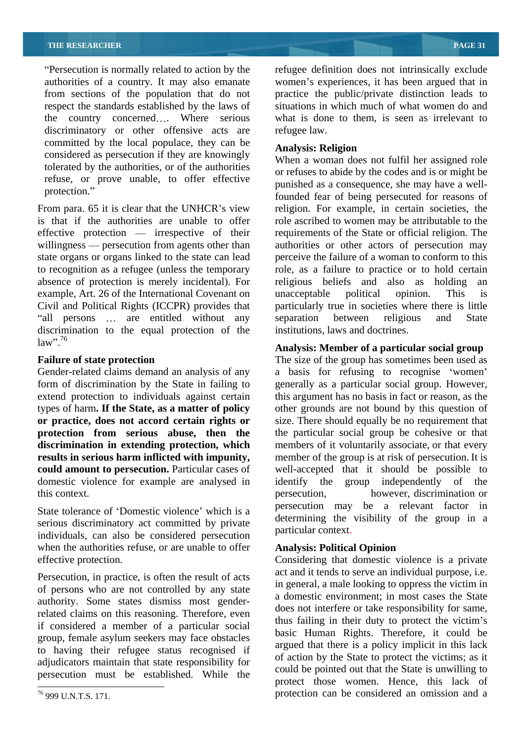> "Persecution is normally related to action by the authorities of a country. It may also emanate from sections of the population that do not respect the standards established by the laws of the country concerned…. Where serious discriminatory or other offensive acts are committed by the local populace, they can be considered as persecution if they are knowingly tolerated by the authorities, or of the authorities refuse, or prove unable, to offer effective protection."

From para. 65 it is clear that the UNHCR's view is that if the authorities are unable to offer effective protection — irrespective of their willingness — persecution from agents other than state organs or organs linked to the state can lead to recognition as a refugee (unless the temporary absence of protection is merely incidental). For example, Art. 26 of the International Covenant on Civil and Political Rights (ICCPR) provides that "all persons … are entitled without any discrimination to the equal protection of the law".[76]

**Failure of state protection**

Gender-related claims demand an analysis of any form of discrimination by the State in failing to extend protection to individuals against certain types of harm**. If the State, as a matter of policy or practice, does not accord certain rights or protection from serious abuse, then the discrimination in extending protection, which results in serious harm inflicted with impunity, could amount to persecution.** Particular cases of domestic violence for example are analysed in this context.

State tolerance of 'Domestic violence' which is a serious discriminatory act committed by private individuals, can also be considered persecution when the authorities refuse, or are unable to offer effective protection.

Persecution, in practice, is often the result of acts of persons who are not controlled by any state authority. Some states dismiss most gender-related claims on this reasoning. Therefore, even if considered a member of a particular social group, female asylum seekers may face obstacles to having their refugee status recognised if adjudicators maintain that state responsibility for persecution must be established. While the refugee definition does not intrinsically exclude women's experiences, it has been argued that in practice the public/private distinction leads to situations in which much of what women do and what is done to them, is seen as irrelevant to refugee law.

**Analysis: Religion**

When a woman does not fulfil her assigned role or refuses to abide by the codes and is or might be punished as a consequence, she may have a well-founded fear of being persecuted for reasons of religion. For example, in certain societies, the role ascribed to women may be attributable to the requirements of the State or official religion. The authorities or other actors of persecution may perceive the failure of a woman to conform to this role, as a failure to practice or to hold certain religious beliefs and also as holding an unacceptable political opinion. This is particularly true in societies where there is little separation between religious and State institutions, laws and doctrines.

**Analysis: Member of a particular social group**

The size of the group has sometimes been used as a basis for refusing to recognise 'women' generally as a particular social group. However, this argument has no basis in fact or reason, as the other grounds are not bound by this question of size. There should equally be no requirement that the particular social group be cohesive or that members of it voluntarily associate, or that every member of the group is at risk of persecution. It is well-accepted that it should be possible to identify the group independently of the persecution, however, discrimination or persecution may be a relevant factor in determining the visibility of the group in a particular context.

**Analysis: Political Opinion**

Considering that domestic violence is a private act and it tends to serve an individual purpose, i.e. in general, a male looking to oppress the victim in a domestic environment; in most cases the State does not interfere or take responsibility for same, thus failing in their duty to protect the victim's basic Human Rights. Therefore, it could be argued that there is a policy implicit in this lack of action by the State to protect the victims; as it could be pointed out that the State is unwilling to protect those women. Hence, this lack of protection can be considered an omission and a

---

[76] 999 U.N.T.S. 171.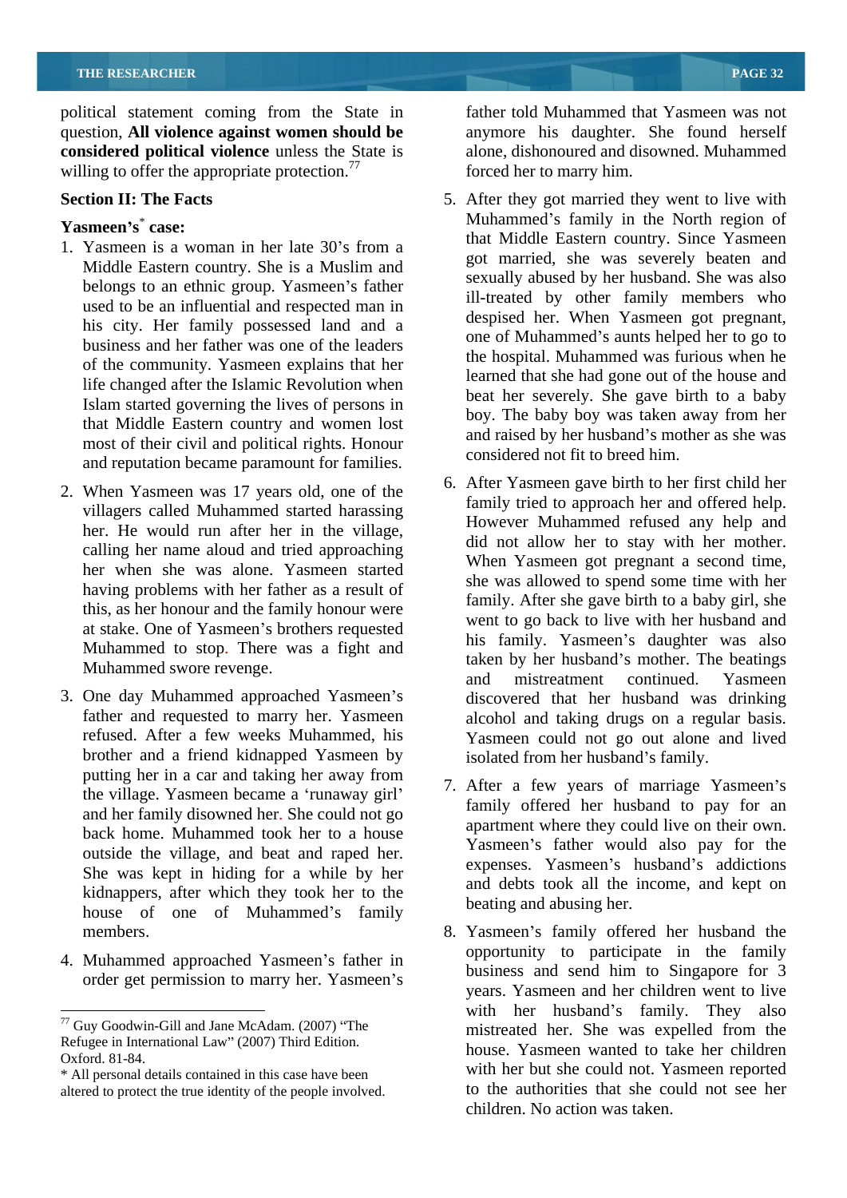political statement coming from the State in question, **All violence against women should be considered political violence** unless the State is willing to offer the appropriate protection.[77]

**Section II: The Facts**

**Yasmeen's[*] case:**

1. Yasmeen is a woman in her late 30's from a Middle Eastern country. She is a Muslim and belongs to an ethnic group. Yasmeen's father used to be an influential and respected man in his city. Her family possessed land and a business and her father was one of the leaders of the community. Yasmeen explains that her life changed after the Islamic Revolution when Islam started governing the lives of persons in that Middle Eastern country and women lost most of their civil and political rights. Honour and reputation became paramount for families.

2. When Yasmeen was 17 years old, one of the villagers called Muhammed started harassing her. He would run after her in the village, calling her name aloud and tried approaching her when she was alone. Yasmeen started having problems with her father as a result of this, as her honour and the family honour were at stake. One of Yasmeen's brothers requested Muhammed to stop. There was a fight and Muhammed swore revenge.

3. One day Muhammed approached Yasmeen's father and requested to marry her. Yasmeen refused. After a few weeks Muhammed, his brother and a friend kidnapped Yasmeen by putting her in a car and taking her away from the village. Yasmeen became a 'runaway girl' and her family disowned her. She could not go back home. Muhammed took her to a house outside the village, and beat and raped her. She was kept in hiding for a while by her kidnappers, after which they took her to the house of one of Muhammed's family members.

4. Muhammed approached Yasmeen's father in order get permission to marry her. Yasmeen's father told Muhammed that Yasmeen was not anymore his daughter. She found herself alone, dishonoured and disowned. Muhammed forced her to marry him.

5. After they got married they went to live with Muhammed's family in the North region of that Middle Eastern country. Since Yasmeen got married, she was severely beaten and sexually abused by her husband. She was also ill-treated by other family members who despised her. When Yasmeen got pregnant, one of Muhammed's aunts helped her to go to the hospital. Muhammed was furious when he learned that she had gone out of the house and beat her severely. She gave birth to a baby boy. The baby boy was taken away from her and raised by her husband's mother as she was considered not fit to breed him.

6. After Yasmeen gave birth to her first child her family tried to approach her and offered help. However Muhammed refused any help and did not allow her to stay with her mother. When Yasmeen got pregnant a second time, she was allowed to spend some time with her family. After she gave birth to a baby girl, she went to go back to live with her husband and his family. Yasmeen's daughter was also taken by her husband's mother. The beatings and mistreatment continued. Yasmeen discovered that her husband was drinking alcohol and taking drugs on a regular basis. Yasmeen could not go out alone and lived isolated from her husband's family.

7. After a few years of marriage Yasmeen's family offered her husband to pay for an apartment where they could live on their own. Yasmeen's father would also pay for the expenses. Yasmeen's husband's addictions and debts took all the income, and kept on beating and abusing her.

8. Yasmeen's family offered her husband the opportunity to participate in the family business and send him to Singapore for 3 years. Yasmeen and her children went to live with her husband's family. They also mistreated her. She was expelled from the house. Yasmeen wanted to take her children with her but she could not. Yasmeen reported to the authorities that she could not see her children. No action was taken.

---

[77] Guy Goodwin-Gill and Jane McAdam. (2007) "The Refugee in International Law" (2007) Third Edition. Oxford. 81-84.

[*] All personal details contained in this case have been altered to protect the true identity of the people involved.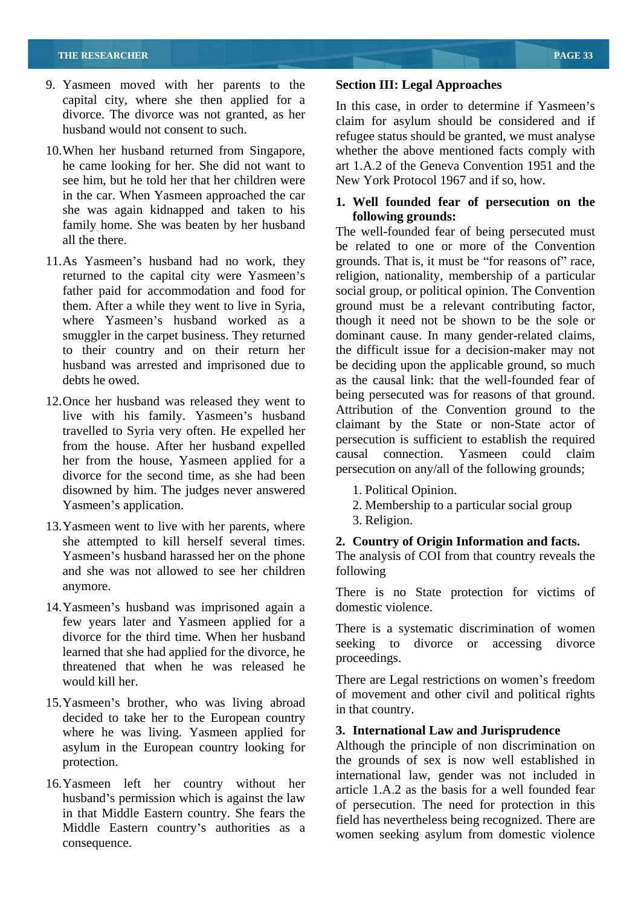9. Yasmeen moved with her parents to the capital city, where she then applied for a divorce. The divorce was not granted, as her husband would not consent to such.
10. When her husband returned from Singapore, he came looking for her. She did not want to see him, but he told her that her children were in the car. When Yasmeen approached the car she was again kidnapped and taken to his family home. She was beaten by her husband all the there.
11. As Yasmeen's husband had no work, they returned to the capital city were Yasmeen's father paid for accommodation and food for them. After a while they went to live in Syria, where Yasmeen's husband worked as a smuggler in the carpet business. They returned to their country and on their return her husband was arrested and imprisoned due to debts he owed.
12. Once her husband was released they went to live with his family. Yasmeen's husband travelled to Syria very often. He expelled her from the house. After her husband expelled her from the house, Yasmeen applied for a divorce for the second time, as she had been disowned by him. The judges never answered Yasmeen's application.
13. Yasmeen went to live with her parents, where she attempted to kill herself several times. Yasmeen's husband harassed her on the phone and she was not allowed to see her children anymore.
14. Yasmeen's husband was imprisoned again a few years later and Yasmeen applied for a divorce for the third time. When her husband learned that she had applied for the divorce, he threatened that when he was released he would kill her.
15. Yasmeen's brother, who was living abroad decided to take her to the European country where he was living. Yasmeen applied for asylum in the European country looking for protection.
16. Yasmeen left her country without her husband's permission which is against the law in that Middle Eastern country. She fears the Middle Eastern country's authorities as a consequence.

## Section III: Legal Approaches

In this case, in order to determine if Yasmeen's claim for asylum should be considered and if refugee status should be granted, we must analyse whether the above mentioned facts comply with art 1.A.2 of the Geneva Convention 1951 and the New York Protocol 1967 and if so, how.

### 1. Well founded fear of persecution on the following grounds:

The well-founded fear of being persecuted must be related to one or more of the Convention grounds. That is, it must be "for reasons of" race, religion, nationality, membership of a particular social group, or political opinion. The Convention ground must be a relevant contributing factor, though it need not be shown to be the sole or dominant cause. In many gender-related claims, the difficult issue for a decision-maker may not be deciding upon the applicable ground, so much as the causal link: that the well-founded fear of being persecuted was for reasons of that ground. Attribution of the Convention ground to the claimant by the State or non-State actor of persecution is sufficient to establish the required causal connection. Yasmeen could claim persecution on any/all of the following grounds;

1. Political Opinion.
2. Membership to a particular social group
3. Religion.

### 2. Country of Origin Information and facts.

The analysis of COI from that country reveals the following

There is no State protection for victims of domestic violence.

There is a systematic discrimination of women seeking to divorce or accessing divorce proceedings.

There are Legal restrictions on women's freedom of movement and other civil and political rights in that country.

### 3. International Law and Jurisprudence

Although the principle of non discrimination on the grounds of sex is now well established in international law, gender was not included in article 1.A.2 as the basis for a well founded fear of persecution. The need for protection in this field has nevertheless being recognized. There are women seeking asylum from domestic violence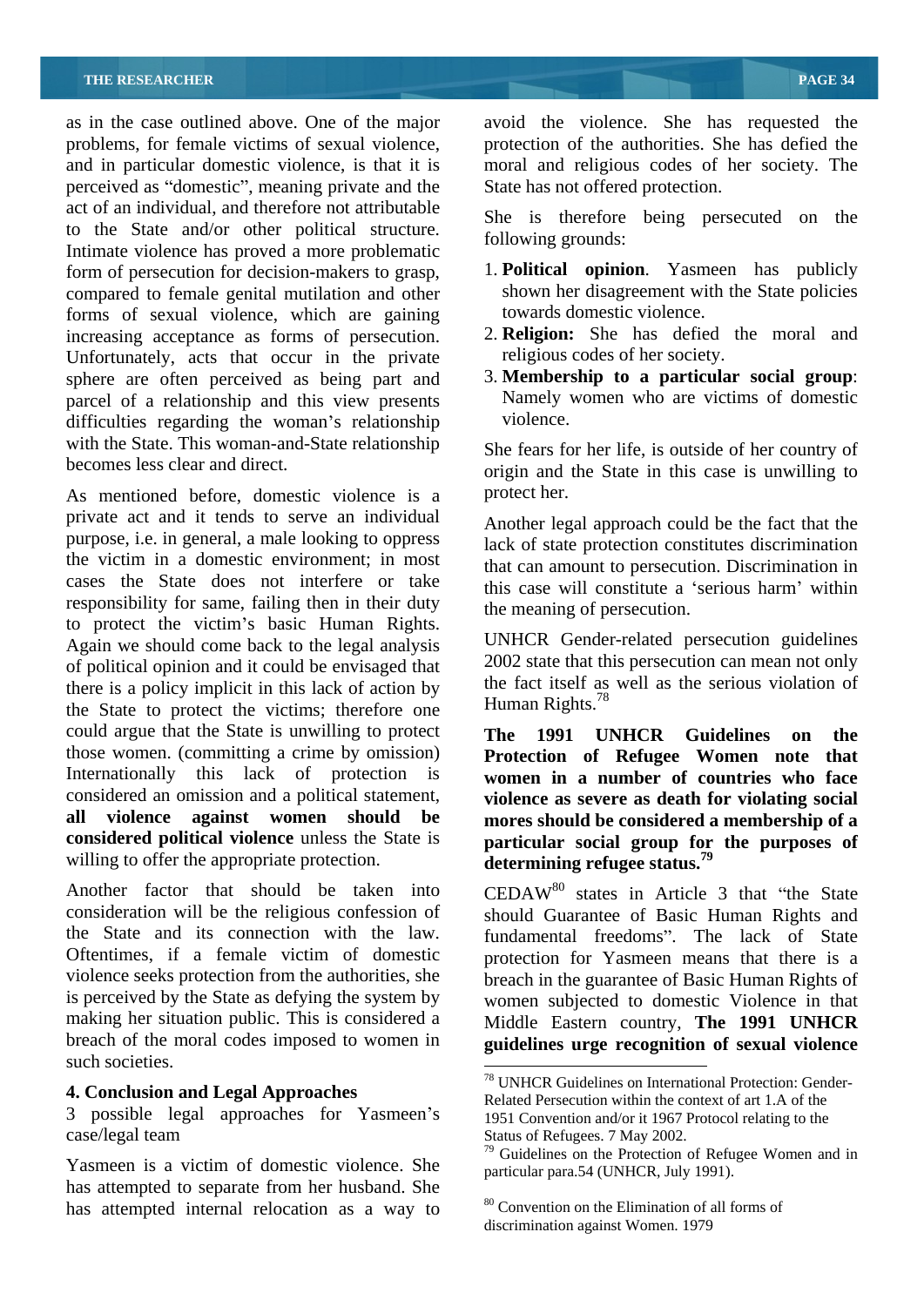as in the case outlined above. One of the major problems, for female victims of sexual violence, and in particular domestic violence, is that it is perceived as "domestic", meaning private and the act of an individual, and therefore not attributable to the State and/or other political structure. Intimate violence has proved a more problematic form of persecution for decision-makers to grasp, compared to female genital mutilation and other forms of sexual violence, which are gaining increasing acceptance as forms of persecution. Unfortunately, acts that occur in the private sphere are often perceived as being part and parcel of a relationship and this view presents difficulties regarding the woman's relationship with the State. This woman-and-State relationship becomes less clear and direct.

As mentioned before, domestic violence is a private act and it tends to serve an individual purpose, i.e. in general, a male looking to oppress the victim in a domestic environment; in most cases the State does not interfere or take responsibility for same, failing then in their duty to protect the victim's basic Human Rights. Again we should come back to the legal analysis of political opinion and it could be envisaged that there is a policy implicit in this lack of action by the State to protect the victims; therefore one could argue that the State is unwilling to protect those women. (committing a crime by omission) Internationally this lack of protection is considered an omission and a political statement, **all violence against women should be considered political violence** unless the State is willing to offer the appropriate protection.

Another factor that should be taken into consideration will be the religious confession of the State and its connection with the law. Oftentimes, if a female victim of domestic violence seeks protection from the authorities, she is perceived by the State as defying the system by making her situation public. This is considered a breach of the moral codes imposed to women in such societies.

### 4. Conclusion and Legal Approaches

3 possible legal approaches for Yasmeen's case/legal team

Yasmeen is a victim of domestic violence. She has attempted to separate from her husband. She has attempted internal relocation as a way to avoid the violence. She has requested the protection of the authorities. She has defied the moral and religious codes of her society. The State has not offered protection.

She is therefore being persecuted on the following grounds:

1. **Political opinion**. Yasmeen has publicly shown her disagreement with the State policies towards domestic violence.
2. **Religion:** She has defied the moral and religious codes of her society.
3. **Membership to a particular social group**: Namely women who are victims of domestic violence.

She fears for her life, is outside of her country of origin and the State in this case is unwilling to protect her.

Another legal approach could be the fact that the lack of state protection constitutes discrimination that can amount to persecution. Discrimination in this case will constitute a 'serious harm' within the meaning of persecution.

UNHCR Gender-related persecution guidelines 2002 state that this persecution can mean not only the fact itself as well as the serious violation of Human Rights.[78]

**The 1991 UNHCR Guidelines on the Protection of Refugee Women note that women in a number of countries who face violence as severe as death for violating social mores should be considered a membership of a particular social group for the purposes of determining refugee status.[79]**

CEDAW[80] states in Article 3 that "the State should Guarantee of Basic Human Rights and fundamental freedoms". The lack of State protection for Yasmeen means that there is a breach in the guarantee of Basic Human Rights of women subjected to domestic Violence in that Middle Eastern country, **The 1991 UNHCR guidelines urge recognition of sexual violence**

---

[78] UNHCR Guidelines on International Protection: Gender-Related Persecution within the context of art 1.A of the 1951 Convention and/or it 1967 Protocol relating to the Status of Refugees. 7 May 2002.

[79] Guidelines on the Protection of Refugee Women and in particular para.54 (UNHCR, July 1991).

[80] Convention on the Elimination of all forms of discrimination against Women. 1979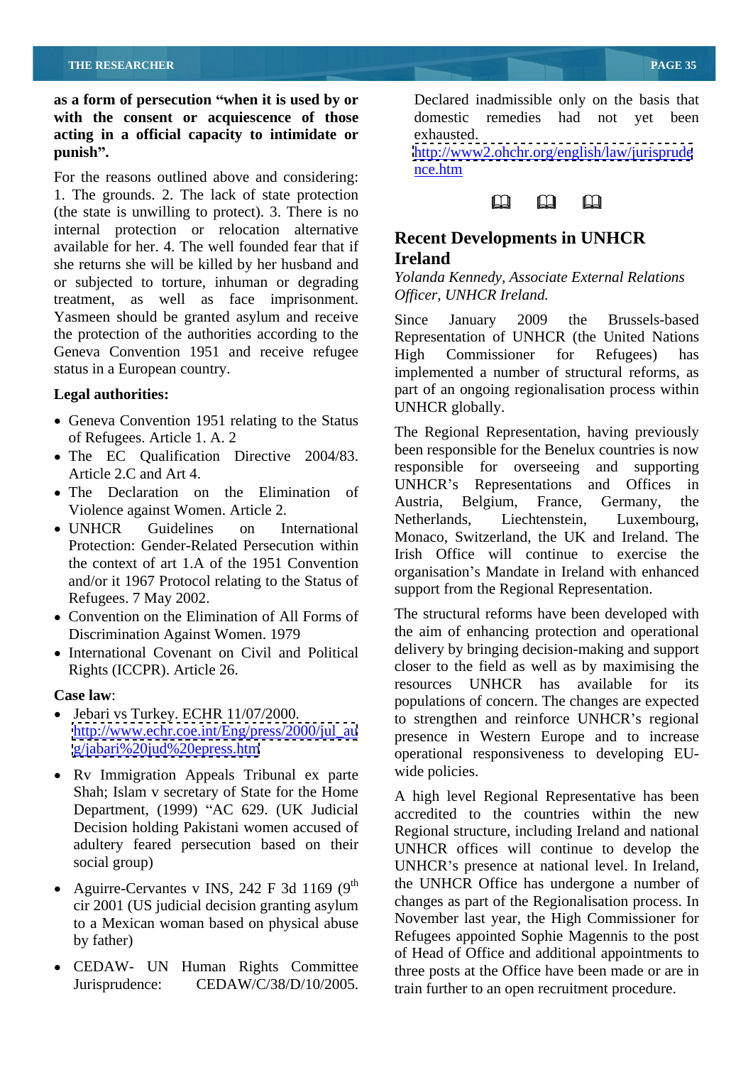**as a form of persecution "when it is used by or with the consent or acquiescence of those acting in a official capacity to intimidate or punish".**

For the reasons outlined above and considering: 1. The grounds. 2. The lack of state protection (the state is unwilling to protect). 3. There is no internal protection or relocation alternative available for her. 4. The well founded fear that if she returns she will be killed by her husband and or subjected to torture, inhuman or degrading treatment, as well as face imprisonment. Yasmeen should be granted asylum and receive the protection of the authorities according to the Geneva Convention 1951 and receive refugee status in a European country.

**Legal authorities:**

- Geneva Convention 1951 relating to the Status of Refugees. Article 1. A. 2
- The EC Qualification Directive 2004/83. Article 2.C and Art 4.
- The Declaration on the Elimination of Violence against Women. Article 2.
- UNHCR Guidelines on International Protection: Gender-Related Persecution within the context of art 1.A of the 1951 Convention and/or it 1967 Protocol relating to the Status of Refugees. 7 May 2002.
- Convention on the Elimination of All Forms of Discrimination Against Women. 1979
- International Covenant on Civil and Political Rights (ICCPR). Article 26.

**Case law**:

- Jebari vs Turkey. ECHR 11/07/2000. http://www.echr.coe.int/Eng/press/2000/jul_aug/jabari%20jud%20epress.htm
- Rv Immigration Appeals Tribunal ex parte Shah; Islam v secretary of State for the Home Department, (1999) "AC 629. (UK Judicial Decision holding Pakistani women accused of adultery feared persecution based on their social group)
- Aguirre-Cervantes v INS, 242 F 3d 1169 (9th cir 2001 (US judicial decision granting asylum to a Mexican woman based on physical abuse by father)
- CEDAW- UN Human Rights Committee Jurisprudence: CEDAW/C/38/D/10/2005. Declared inadmissible only on the basis that domestic remedies had not yet been exhausted. http://www2.ohchr.org/english/law/jurisprudence.htm

📖 📖 📖

## Recent Developments in UNHCR Ireland

*Yolanda Kennedy, Associate External Relations Officer, UNHCR Ireland.*

Since January 2009 the Brussels-based Representation of UNHCR (the United Nations High Commissioner for Refugees) has implemented a number of structural reforms, as part of an ongoing regionalisation process within UNHCR globally.

The Regional Representation, having previously been responsible for the Benelux countries is now responsible for overseeing and supporting UNHCR's Representations and Offices in Austria, Belgium, France, Germany, the Netherlands, Liechtenstein, Luxembourg, Monaco, Switzerland, the UK and Ireland. The Irish Office will continue to exercise the organisation's Mandate in Ireland with enhanced support from the Regional Representation.

The structural reforms have been developed with the aim of enhancing protection and operational delivery by bringing decision-making and support closer to the field as well as by maximising the resources UNHCR has available for its populations of concern. The changes are expected to strengthen and reinforce UNHCR's regional presence in Western Europe and to increase operational responsiveness to developing EU-wide policies.

A high level Regional Representative has been accredited to the countries within the new Regional structure, including Ireland and national UNHCR offices will continue to develop the UNHCR's presence at national level. In Ireland, the UNHCR Office has undergone a number of changes as part of the Regionalisation process. In November last year, the High Commissioner for Refugees appointed Sophie Magennis to the post of Head of Office and additional appointments to three posts at the Office have been made or are in train further to an open recruitment procedure.